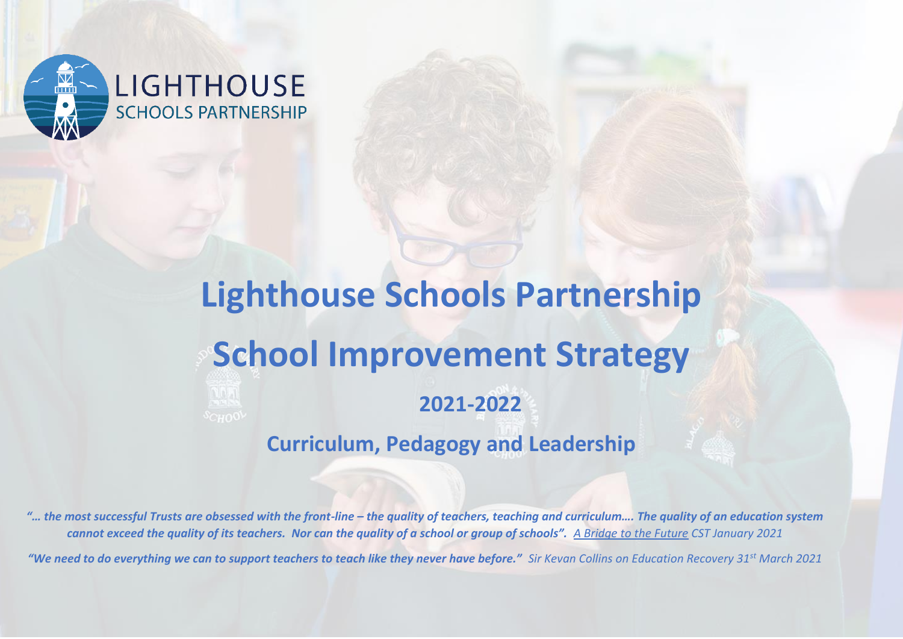LIGHTHOUSE
SCHOOLS PARTNERSHIP

# Lighthouse Schools Partnership

# School Improvement Strategy

## 2021-2022

## Curriculum, Pedagogy and Leadership

***"… the most successful Trusts are obsessed with the front-line – the quality of teachers, teaching and curriculum…. The quality of an education system cannot exceed the quality of its teachers. Nor can the quality of a school or group of schools".*** *A Bridge to the Future CST January 2021*

***"We need to do everything we can to support teachers to teach like they never have before."*** *Sir Kevan Collins on Education Recovery 31st March 2021*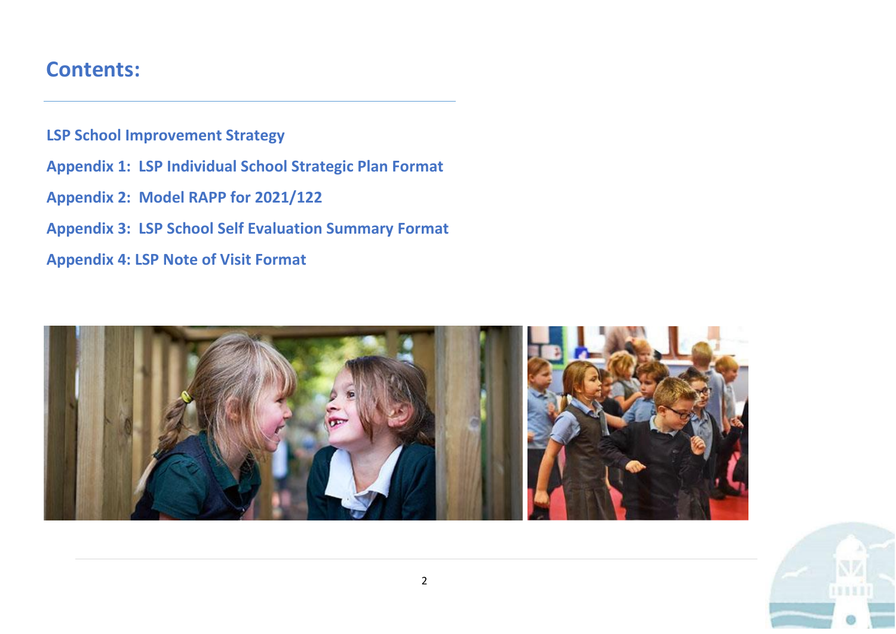# Contents:

LSP School Improvement Strategy

Appendix 1: LSP Individual School Strategic Plan Format

Appendix 2: Model RAPP for 2021/122

Appendix 3: LSP School Self Evaluation Summary Format

Appendix 4: LSP Note of Visit Format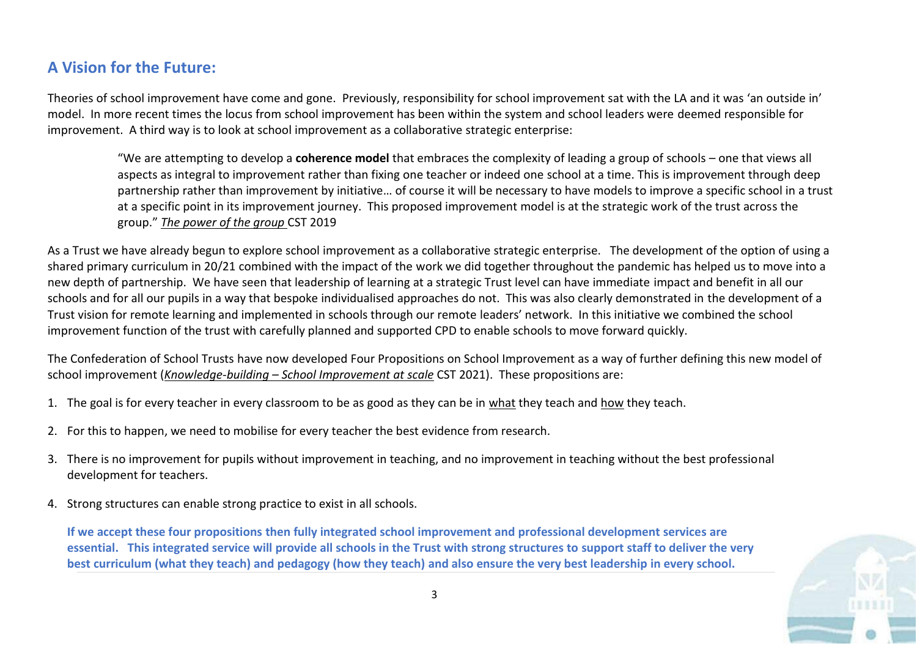## A Vision for the Future:

Theories of school improvement have come and gone. Previously, responsibility for school improvement sat with the LA and it was 'an outside in' model. In more recent times the locus from school improvement has been within the system and school leaders were deemed responsible for improvement. A third way is to look at school improvement as a collaborative strategic enterprise:

> "We are attempting to develop a **coherence model** that embraces the complexity of leading a group of schools – one that views all aspects as integral to improvement rather than fixing one teacher or indeed one school at a time. This is improvement through deep partnership rather than improvement by initiative… of course it will be necessary to have models to improve a specific school in a trust at a specific point in its improvement journey. This proposed improvement model is at the strategic work of the trust across the group." <u>*The power of the group*</u> CST 2019

As a Trust we have already begun to explore school improvement as a collaborative strategic enterprise. The development of the option of using a shared primary curriculum in 20/21 combined with the impact of the work we did together throughout the pandemic has helped us to move into a new depth of partnership. We have seen that leadership of learning at a strategic Trust level can have immediate impact and benefit in all our schools and for all our pupils in a way that bespoke individualised approaches do not. This was also clearly demonstrated in the development of a Trust vision for remote learning and implemented in schools through our remote leaders' network. In this initiative we combined the school improvement function of the trust with carefully planned and supported CPD to enable schools to move forward quickly.

The Confederation of School Trusts have now developed Four Propositions on School Improvement as a way of further defining this new model of school improvement (<u>*Knowledge-building – School Improvement at scale*</u> CST 2021). These propositions are:

1. The goal is for every teacher in every classroom to be as good as they can be in <u>what</u> they teach and <u>how</u> they teach.
2. For this to happen, we need to mobilise for every teacher the best evidence from research.
3. There is no improvement for pupils without improvement in teaching, and no improvement in teaching without the best professional development for teachers.
4. Strong structures can enable strong practice to exist in all schools.

**If we accept these four propositions then fully integrated school improvement and professional development services are essential. This integrated service will provide all schools in the Trust with strong structures to support staff to deliver the very best curriculum (what they teach) and pedagogy (how they teach) and also ensure the very best leadership in every school.**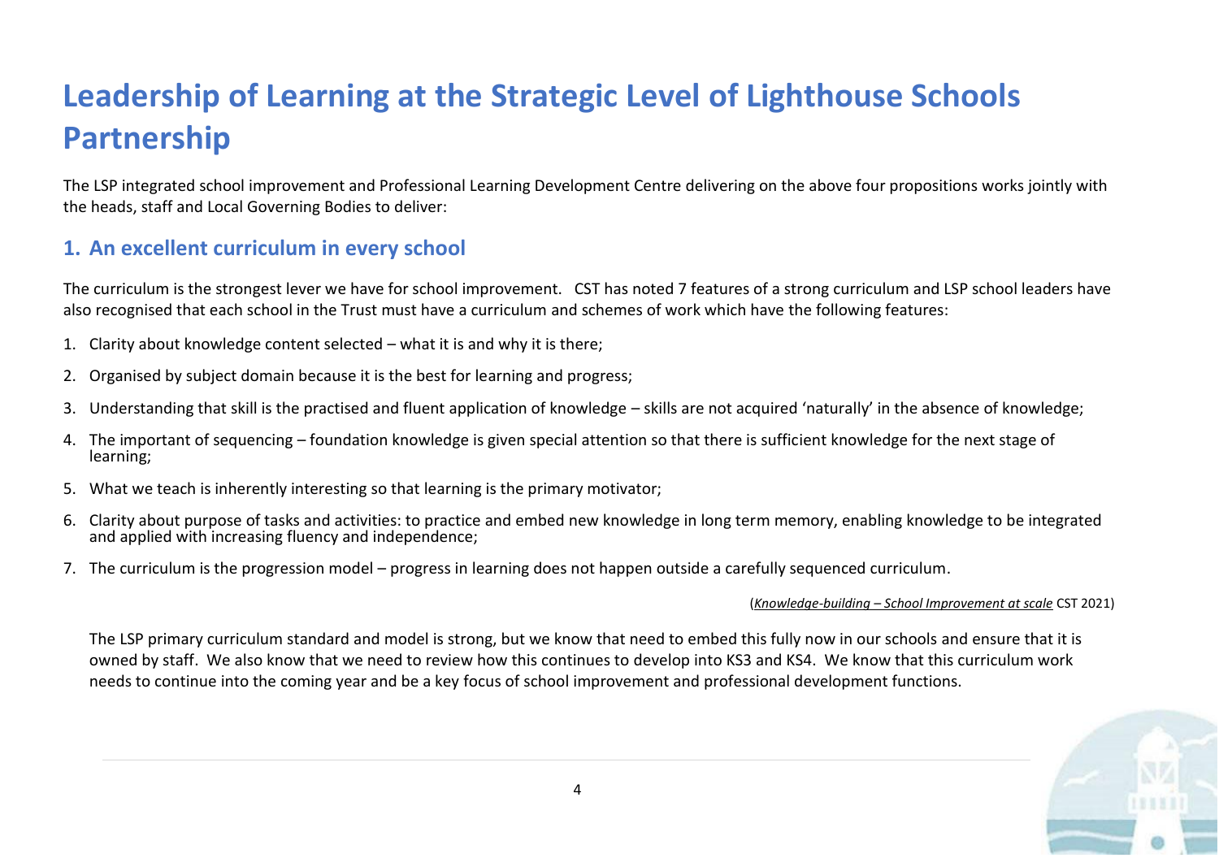# Leadership of Learning at the Strategic Level of Lighthouse Schools Partnership

The LSP integrated school improvement and Professional Learning Development Centre delivering on the above four propositions works jointly with the heads, staff and Local Governing Bodies to deliver:

## 1. An excellent curriculum in every school

The curriculum is the strongest lever we have for school improvement. CST has noted 7 features of a strong curriculum and LSP school leaders have also recognised that each school in the Trust must have a curriculum and schemes of work which have the following features:

1. Clarity about knowledge content selected – what it is and why it is there;
2. Organised by subject domain because it is the best for learning and progress;
3. Understanding that skill is the practised and fluent application of knowledge – skills are not acquired 'naturally' in the absence of knowledge;
4. The important of sequencing – foundation knowledge is given special attention so that there is sufficient knowledge for the next stage of learning;
5. What we teach is inherently interesting so that learning is the primary motivator;
6. Clarity about purpose of tasks and activities: to practice and embed new knowledge in long term memory, enabling knowledge to be integrated and applied with increasing fluency and independence;
7. The curriculum is the progression model – progress in learning does not happen outside a carefully sequenced curriculum.

(*Knowledge-building – School Improvement at scale* CST 2021)

The LSP primary curriculum standard and model is strong, but we know that need to embed this fully now in our schools and ensure that it is owned by staff. We also know that we need to review how this continues to develop into KS3 and KS4. We know that this curriculum work needs to continue into the coming year and be a key focus of school improvement and professional development functions.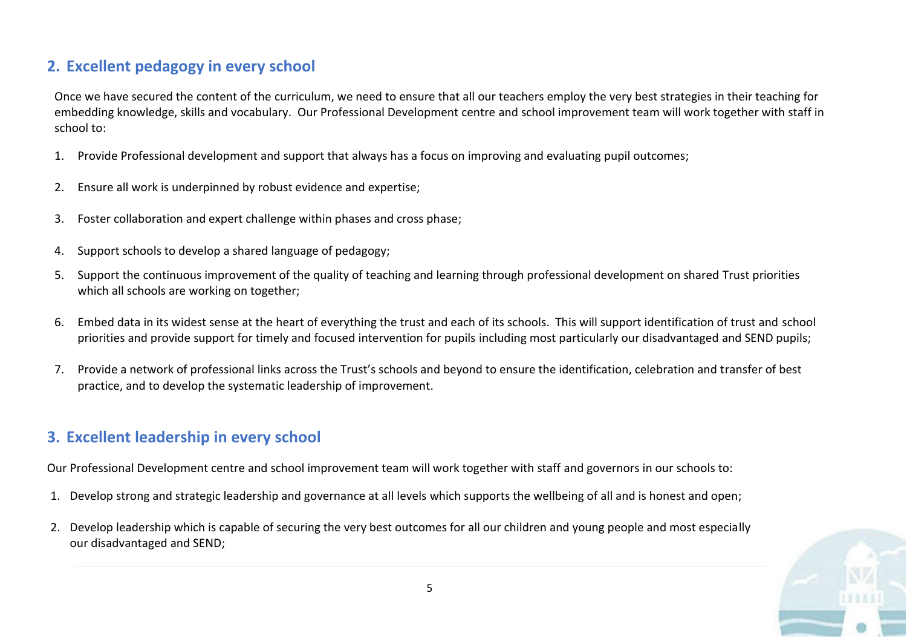## 2. Excellent pedagogy in every school

Once we have secured the content of the curriculum, we need to ensure that all our teachers employ the very best strategies in their teaching for embedding knowledge, skills and vocabulary. Our Professional Development centre and school improvement team will work together with staff in school to:

1. Provide Professional development and support that always has a focus on improving and evaluating pupil outcomes;
2. Ensure all work is underpinned by robust evidence and expertise;
3. Foster collaboration and expert challenge within phases and cross phase;
4. Support schools to develop a shared language of pedagogy;
5. Support the continuous improvement of the quality of teaching and learning through professional development on shared Trust priorities which all schools are working on together;
6. Embed data in its widest sense at the heart of everything the trust and each of its schools. This will support identification of trust and school priorities and provide support for timely and focused intervention for pupils including most particularly our disadvantaged and SEND pupils;
7. Provide a network of professional links across the Trust's schools and beyond to ensure the identification, celebration and transfer of best practice, and to develop the systematic leadership of improvement.

## 3. Excellent leadership in every school

Our Professional Development centre and school improvement team will work together with staff and governors in our schools to:

1. Develop strong and strategic leadership and governance at all levels which supports the wellbeing of all and is honest and open;
2. Develop leadership which is capable of securing the very best outcomes for all our children and young people and most especially our disadvantaged and SEND;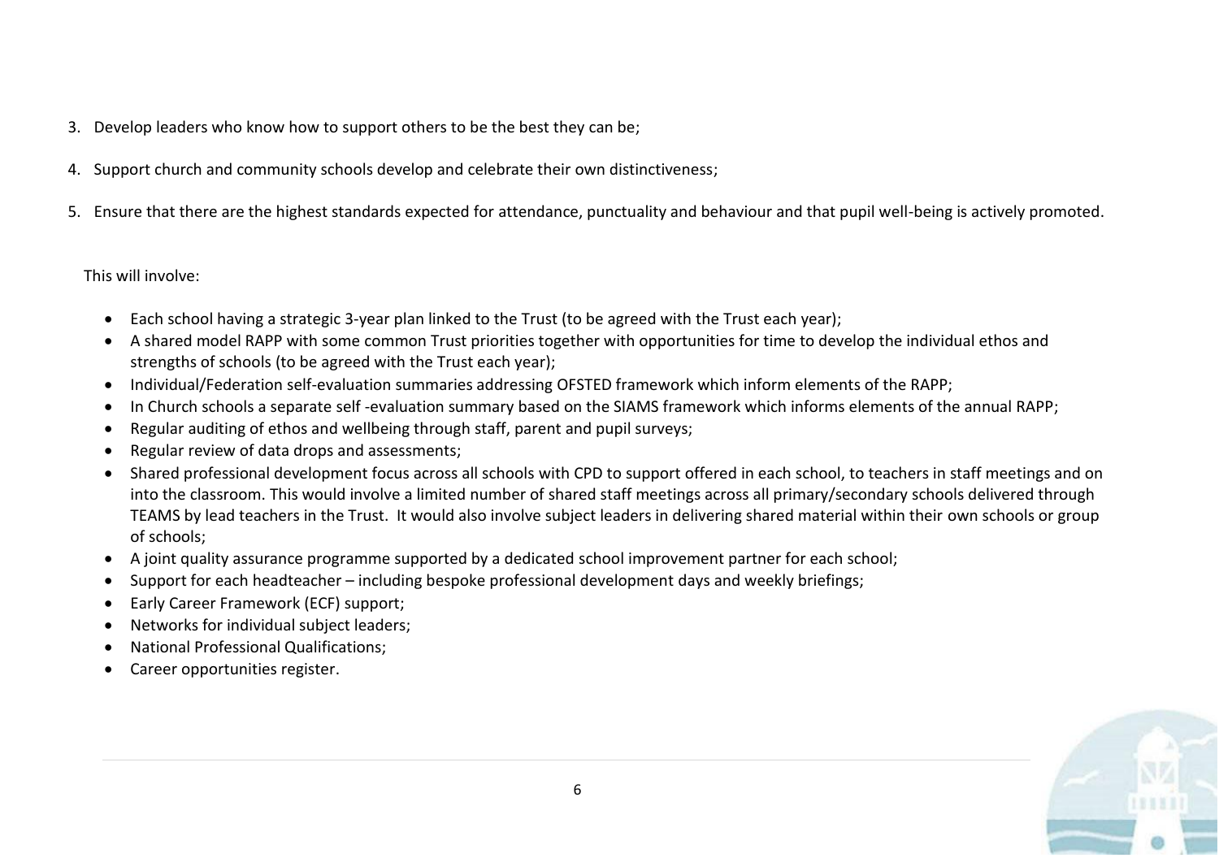3. Develop leaders who know how to support others to be the best they can be;
4. Support church and community schools develop and celebrate their own distinctiveness;
5. Ensure that there are the highest standards expected for attendance, punctuality and behaviour and that pupil well-being is actively promoted.

This will involve:

- Each school having a strategic 3-year plan linked to the Trust (to be agreed with the Trust each year);
- A shared model RAPP with some common Trust priorities together with opportunities for time to develop the individual ethos and strengths of schools (to be agreed with the Trust each year);
- Individual/Federation self-evaluation summaries addressing OFSTED framework which inform elements of the RAPP;
- In Church schools a separate self -evaluation summary based on the SIAMS framework which informs elements of the annual RAPP;
- Regular auditing of ethos and wellbeing through staff, parent and pupil surveys;
- Regular review of data drops and assessments;
- Shared professional development focus across all schools with CPD to support offered in each school, to teachers in staff meetings and on into the classroom. This would involve a limited number of shared staff meetings across all primary/secondary schools delivered through TEAMS by lead teachers in the Trust. It would also involve subject leaders in delivering shared material within their own schools or group of schools;
- A joint quality assurance programme supported by a dedicated school improvement partner for each school;
- Support for each headteacher – including bespoke professional development days and weekly briefings;
- Early Career Framework (ECF) support;
- Networks for individual subject leaders;
- National Professional Qualifications;
- Career opportunities register.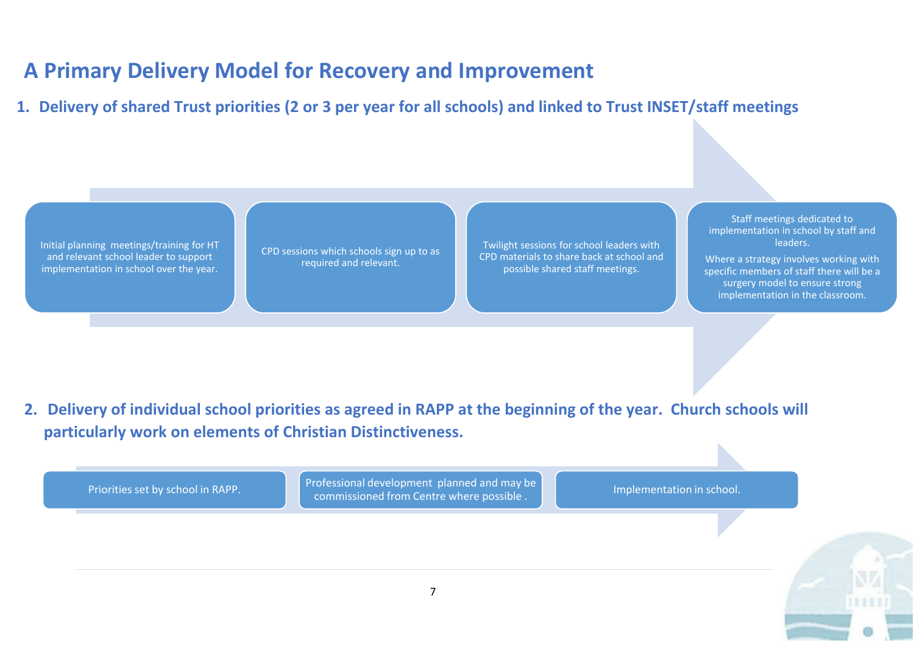# A Primary Delivery Model for Recovery and Improvement

## 1. Delivery of shared Trust priorities (2 or 3 per year for all schools) and linked to Trust INSET/staff meetings

- Initial planning meetings/training for HT and relevant school leader to support implementation in school over the year.
- CPD sessions which schools sign up to as required and relevant.
- Twilight sessions for school leaders with CPD materials to share back at school and possible shared staff meetings.
- Staff meetings dedicated to implementation in school by staff and leaders.

  Where a strategy involves working with specific members of staff there will be a surgery model to ensure strong implementation in the classroom.

## 2. Delivery of individual school priorities as agreed in RAPP at the beginning of the year. Church schools will particularly work on elements of Christian Distinctiveness.

- Priorities set by school in RAPP.
- Professional development planned and may be commissioned from Centre where possible .
- Implementation in school.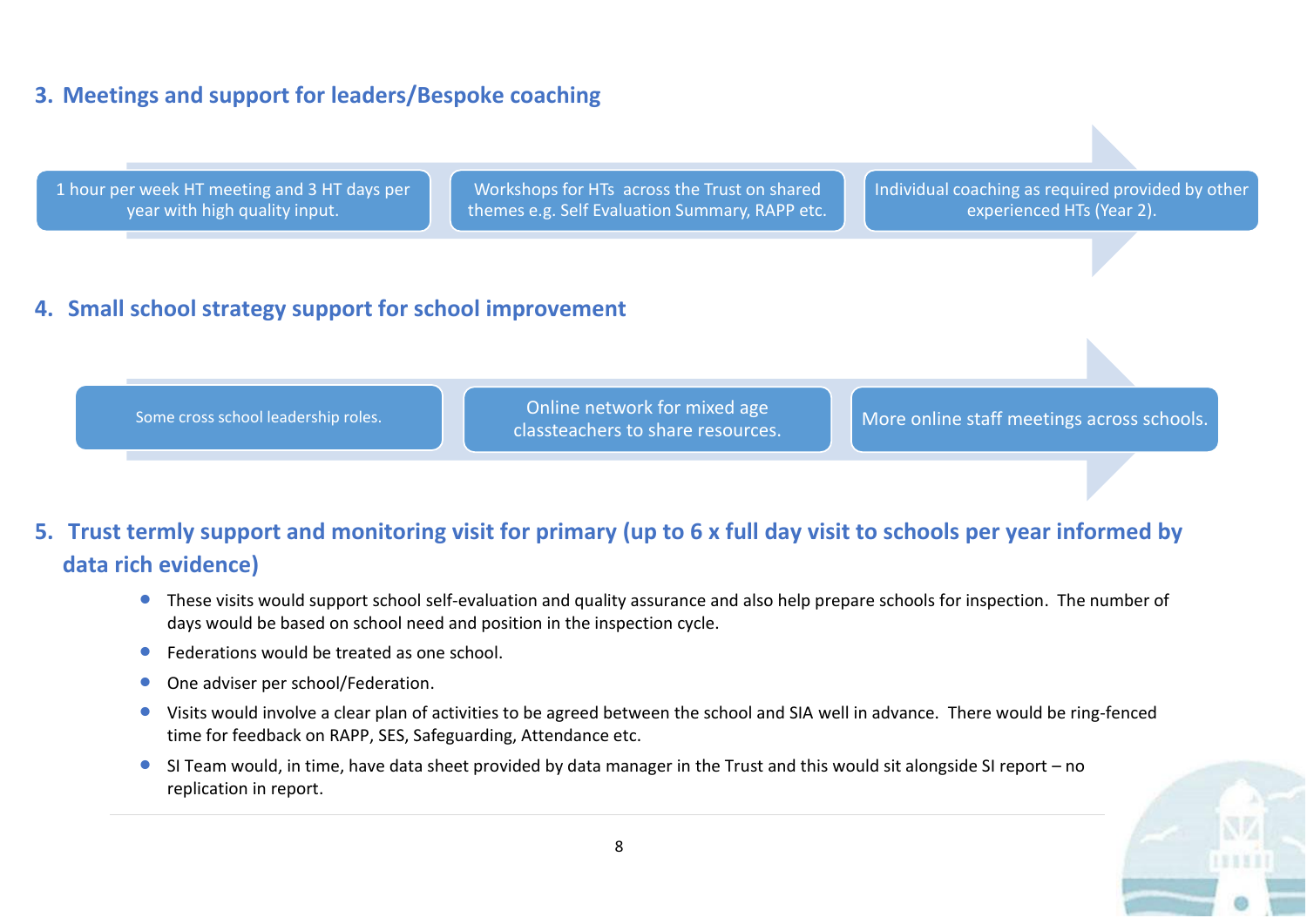## 3. Meetings and support for leaders/Bespoke coaching

- 1 hour per week HT meeting and 3 HT days per year with high quality input.
- Workshops for HTs across the Trust on shared themes e.g. Self Evaluation Summary, RAPP etc.
- Individual coaching as required provided by other experienced HTs (Year 2).

## 4. Small school strategy support for school improvement

- Some cross school leadership roles.
- Online network for mixed age classteachers to share resources.
- More online staff meetings across schools.

## 5. Trust termly support and monitoring visit for primary (up to 6 x full day visit to schools per year informed by data rich evidence)

- These visits would support school self-evaluation and quality assurance and also help prepare schools for inspection. The number of days would be based on school need and position in the inspection cycle.
- Federations would be treated as one school.
- One adviser per school/Federation.
- Visits would involve a clear plan of activities to be agreed between the school and SIA well in advance. There would be ring-fenced time for feedback on RAPP, SES, Safeguarding, Attendance etc.
- SI Team would, in time, have data sheet provided by data manager in the Trust and this would sit alongside SI report – no replication in report.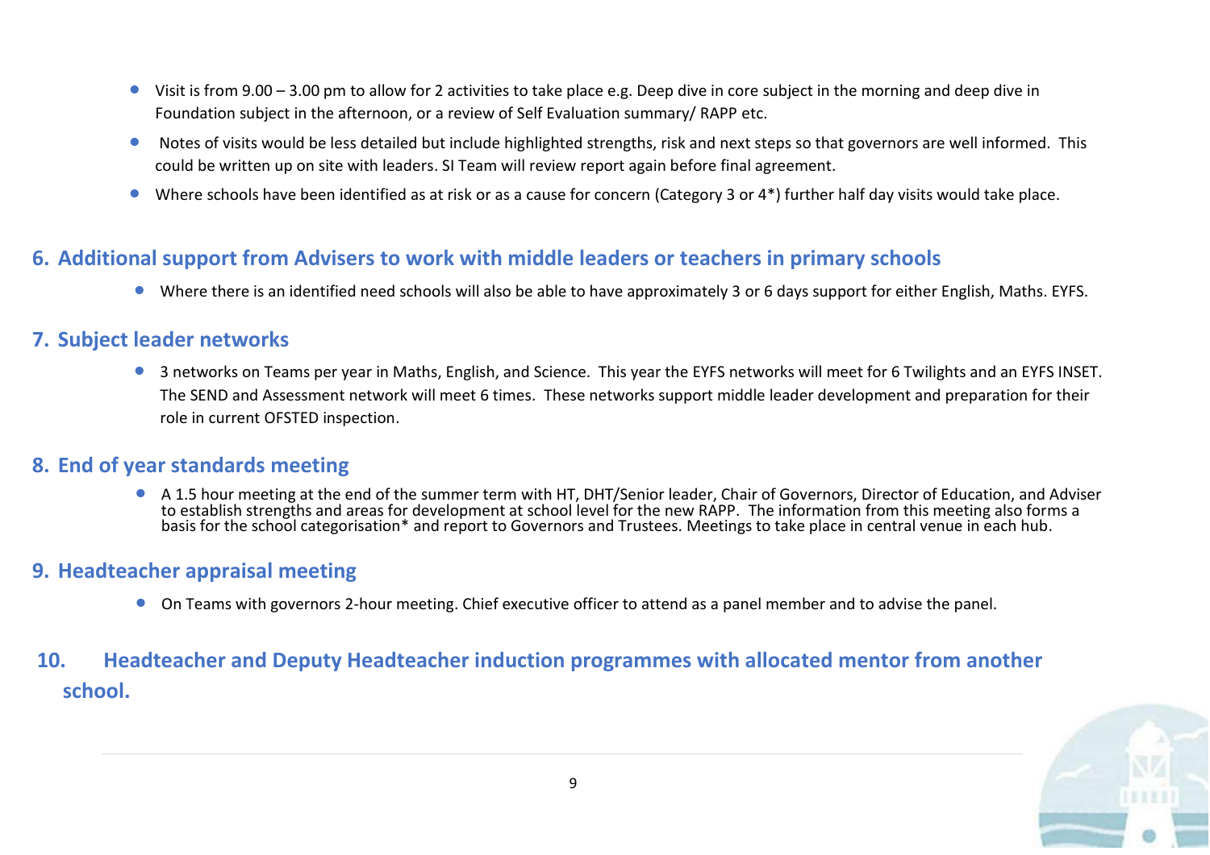- Visit is from 9.00 – 3.00 pm to allow for 2 activities to take place e.g. Deep dive in core subject in the morning and deep dive in Foundation subject in the afternoon, or a review of Self Evaluation summary/ RAPP etc.
- Notes of visits would be less detailed but include highlighted strengths, risk and next steps so that governors are well informed. This could be written up on site with leaders. SI Team will review report again before final agreement.
- Where schools have been identified as at risk or as a cause for concern (Category 3 or 4*) further half day visits would take place.

## 6. Additional support from Advisers to work with middle leaders or teachers in primary schools

- Where there is an identified need schools will also be able to have approximately 3 or 6 days support for either English, Maths. EYFS.

## 7. Subject leader networks

- 3 networks on Teams per year in Maths, English, and Science. This year the EYFS networks will meet for 6 Twilights and an EYFS INSET. The SEND and Assessment network will meet 6 times. These networks support middle leader development and preparation for their role in current OFSTED inspection.

## 8. End of year standards meeting

- A 1.5 hour meeting at the end of the summer term with HT, DHT/Senior leader, Chair of Governors, Director of Education, and Adviser to establish strengths and areas for development at school level for the new RAPP. The information from this meeting also forms a basis for the school categorisation* and report to Governors and Trustees. Meetings to take place in central venue in each hub.

## 9. Headteacher appraisal meeting

- On Teams with governors 2-hour meeting. Chief executive officer to attend as a panel member and to advise the panel.

## 10. Headteacher and Deputy Headteacher induction programmes with allocated mentor from another school.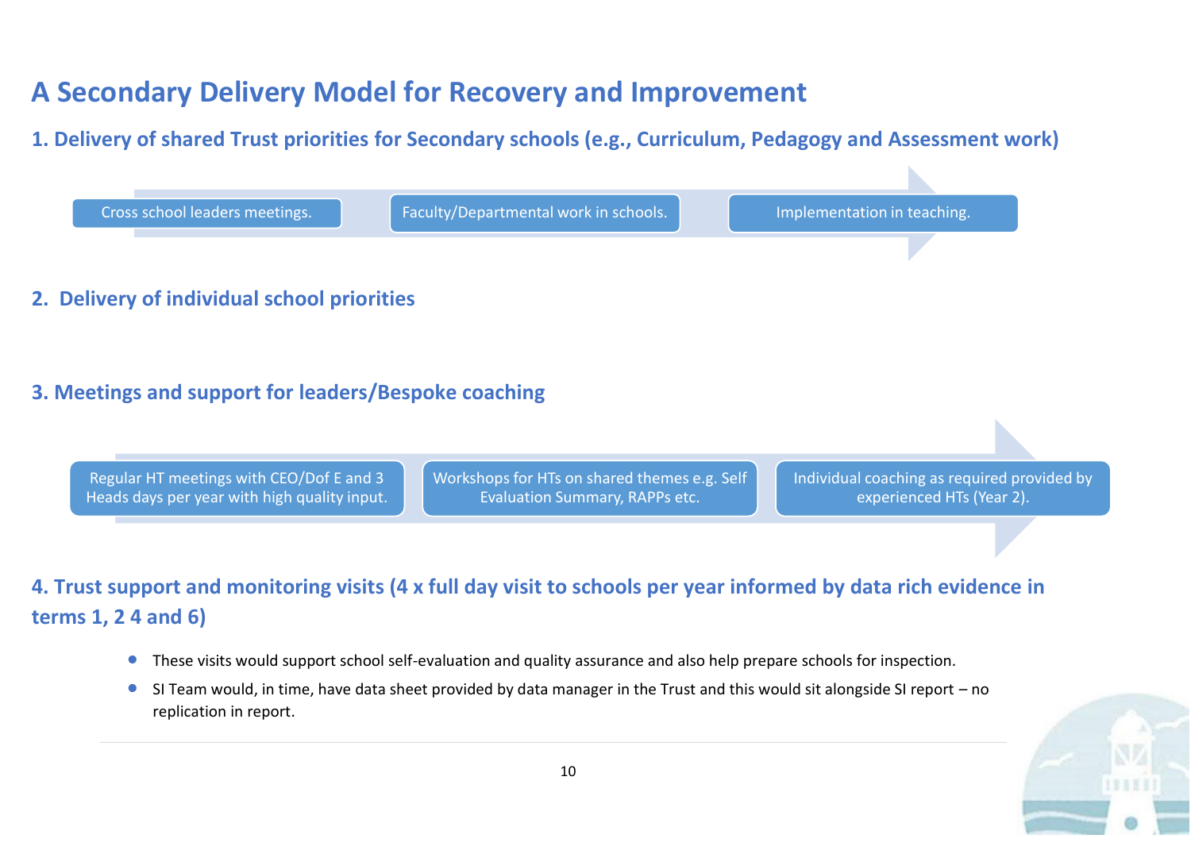# A Secondary Delivery Model for Recovery and Improvement

## 1. Delivery of shared Trust priorities for Secondary schools (e.g., Curriculum, Pedagogy and Assessment work)

- Cross school leaders meetings.
- Faculty/Departmental work in schools.
- Implementation in teaching.

## 2. Delivery of individual school priorities

## 3. Meetings and support for leaders/Bespoke coaching

- Regular HT meetings with CEO/Dof E and 3 Heads days per year with high quality input.
- Workshops for HTs on shared themes e.g. Self Evaluation Summary, RAPPs etc.
- Individual coaching as required provided by experienced HTs (Year 2).

## 4. Trust support and monitoring visits (4 x full day visit to schools per year informed by data rich evidence in terms 1, 2 4 and 6)

- These visits would support school self-evaluation and quality assurance and also help prepare schools for inspection.
- SI Team would, in time, have data sheet provided by data manager in the Trust and this would sit alongside SI report – no replication in report.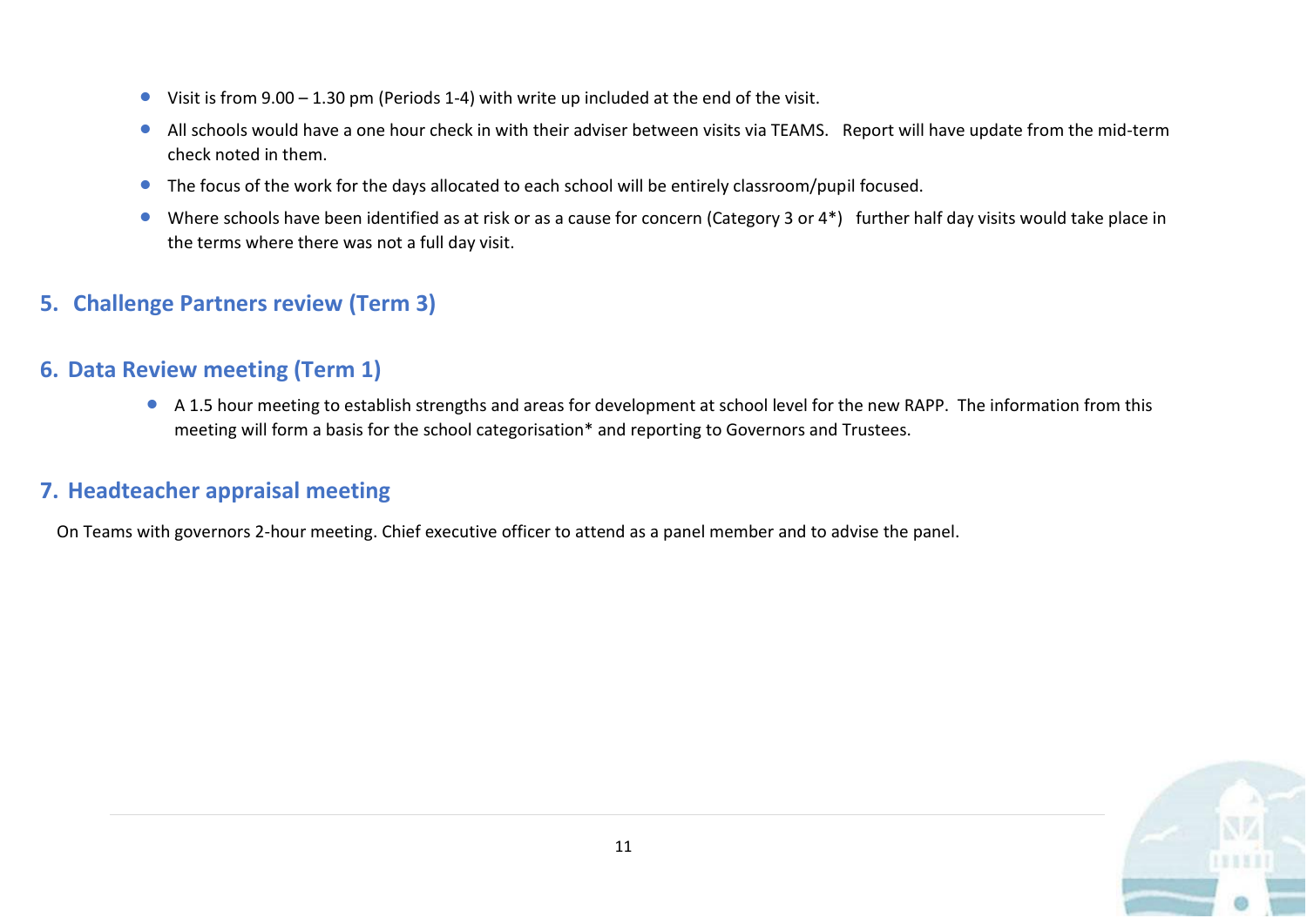- Visit is from 9.00 – 1.30 pm (Periods 1-4) with write up included at the end of the visit.
- All schools would have a one hour check in with their adviser between visits via TEAMS. Report will have update from the mid-term check noted in them.
- The focus of the work for the days allocated to each school will be entirely classroom/pupil focused.
- Where schools have been identified as at risk or as a cause for concern (Category 3 or 4*) further half day visits would take place in the terms where there was not a full day visit.

## 5. Challenge Partners review (Term 3)

## 6. Data Review meeting (Term 1)

- A 1.5 hour meeting to establish strengths and areas for development at school level for the new RAPP. The information from this meeting will form a basis for the school categorisation* and reporting to Governors and Trustees.

## 7. Headteacher appraisal meeting

On Teams with governors 2-hour meeting. Chief executive officer to attend as a panel member and to advise the panel.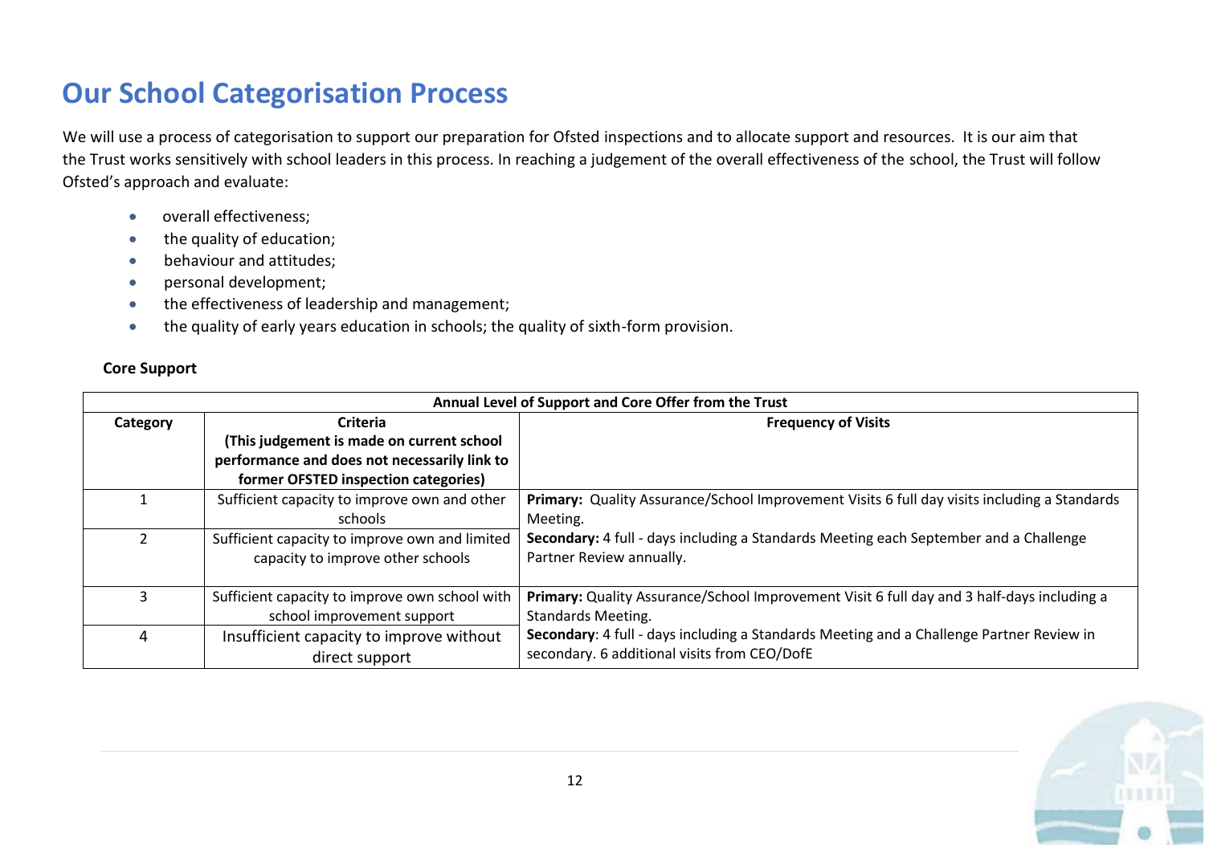# Our School Categorisation Process

We will use a process of categorisation to support our preparation for Ofsted inspections and to allocate support and resources. It is our aim that the Trust works sensitively with school leaders in this process. In reaching a judgement of the overall effectiveness of the school, the Trust will follow Ofsted's approach and evaluate:

- overall effectiveness;
- the quality of education;
- behaviour and attitudes;
- personal development;
- the effectiveness of leadership and management;
- the quality of early years education in schools; the quality of sixth-form provision.

**Core Support**

| **Annual Level of Support and Core Offer from the Trust** | | |
|---|---|---|
| **Category** | **Criteria (This judgement is made on current school performance and does not necessarily link to former OFSTED inspection categories)** | **Frequency of Visits** |
| 1 | Sufficient capacity to improve own and other schools | **Primary:** Quality Assurance/School Improvement Visits 6 full day visits including a Standards Meeting. **Secondary:** 4 full - days including a Standards Meeting each September and a Challenge Partner Review annually. |
| 2 | Sufficient capacity to improve own and limited capacity to improve other schools | |
| 3 | Sufficient capacity to improve own school with school improvement support | **Primary:** Quality Assurance/School Improvement Visit 6 full day and 3 half-days including a Standards Meeting. **Secondary**: 4 full - days including a Standards Meeting and a Challenge Partner Review in secondary. 6 additional visits from CEO/DofE |
| 4 | Insufficient capacity to improve without direct support | |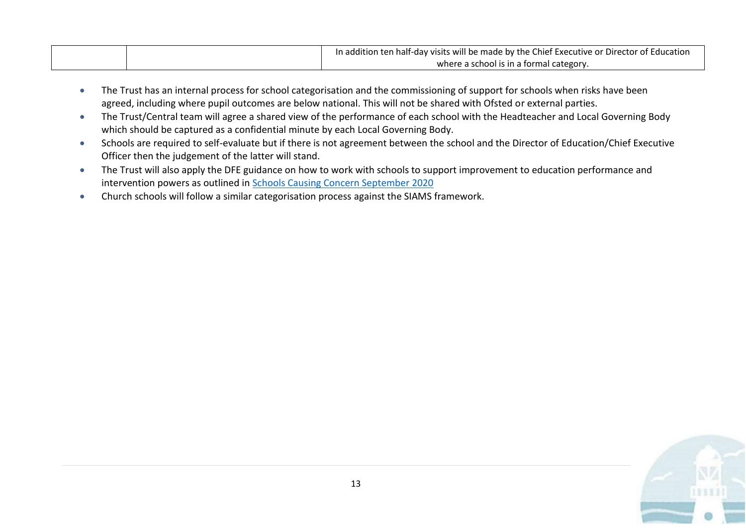|  |  | In addition ten half-day visits will be made by the Chief Executive or Director of Education where a school is in a formal category. |
|---|---|---|

- The Trust has an internal process for school categorisation and the commissioning of support for schools when risks have been agreed, including where pupil outcomes are below national. This will not be shared with Ofsted or external parties.
- The Trust/Central team will agree a shared view of the performance of each school with the Headteacher and Local Governing Body which should be captured as a confidential minute by each Local Governing Body.
- Schools are required to self-evaluate but if there is not agreement between the school and the Director of Education/Chief Executive Officer then the judgement of the latter will stand.
- The Trust will also apply the DFE guidance on how to work with schools to support improvement to education performance and intervention powers as outlined in Schools Causing Concern September 2020
- Church schools will follow a similar categorisation process against the SIAMS framework.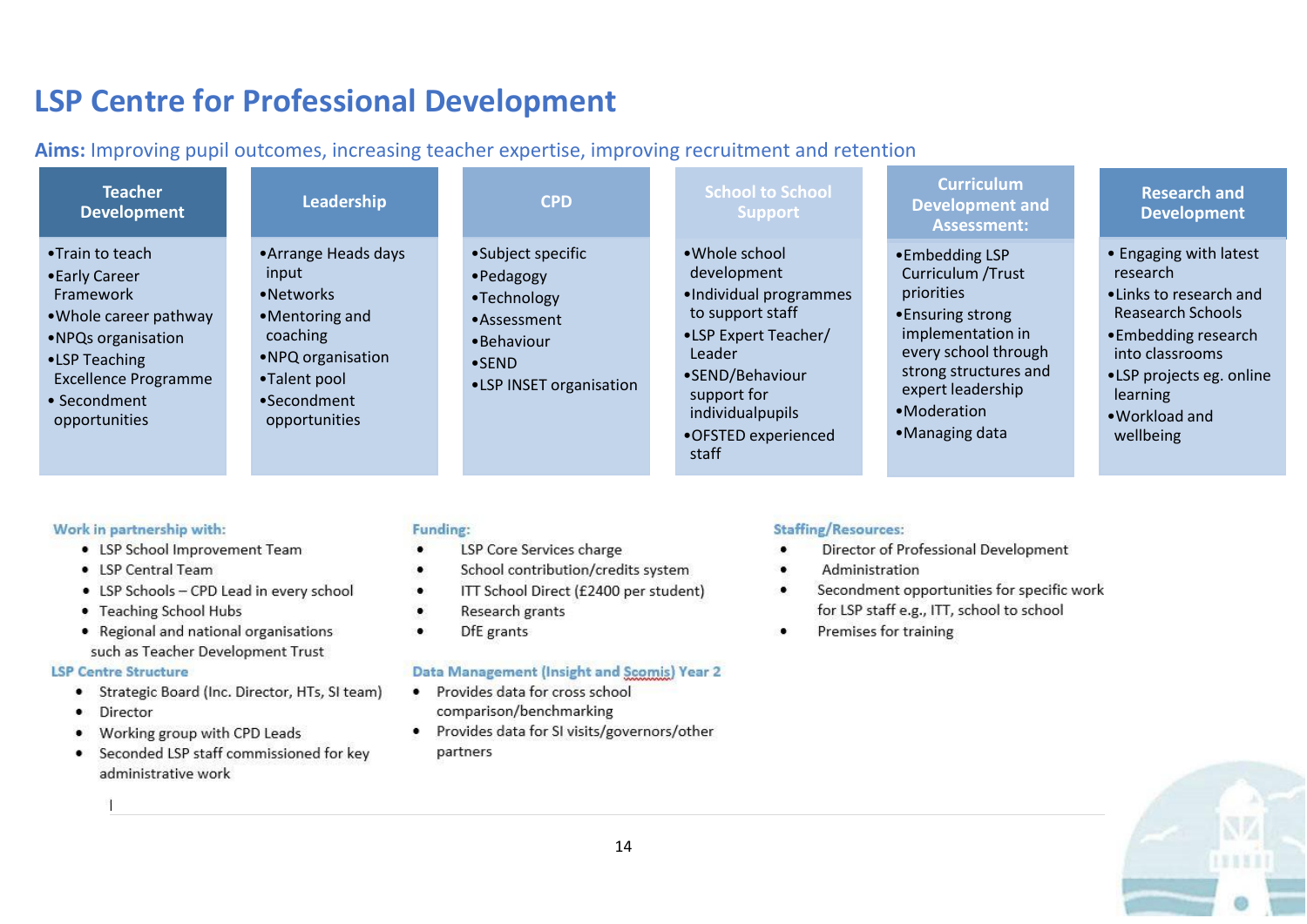# LSP Centre for Professional Development

**Aims:** Improving pupil outcomes, increasing teacher expertise, improving recruitment and retention

| Teacher Development | Leadership | CPD | School to School Support | Curriculum Development and Assessment: | Research and Development |
|---|---|---|---|---|---|
| •Train to teach<br>•Early Career Framework<br>•Whole career pathway<br>•NPQs organisation<br>•LSP Teaching Excellence Programme<br>• Secondment opportunities | •Arrange Heads days input<br>•Networks<br>•Mentoring and coaching<br>•NPQ organisation<br>•Talent pool<br>•Secondment opportunities | •Subject specific<br>•Pedagogy<br>•Technology<br>•Assessment<br>•Behaviour<br>•SEND<br>•LSP INSET organisation | •Whole school development<br>•Individual programmes to support staff<br>•LSP Expert Teacher/ Leader<br>•SEND/Behaviour support for individualpupils<br>•OFSTED experienced staff | •Embedding LSP Curriculum /Trust priorities<br>•Ensuring strong implementation in every school through strong structures and expert leadership<br>•Moderation<br>•Managing data | • Engaging with latest research<br>•Links to research and Reasearch Schools<br>•Embedding research into classrooms<br>•LSP projects eg. online learning<br>•Workload and wellbeing |

**Work in partnership with:**

- LSP School Improvement Team
- LSP Central Team
- LSP Schools – CPD Lead in every school
- Teaching School Hubs
- Regional and national organisations such as Teacher Development Trust

**LSP Centre Structure**

- Strategic Board (Inc. Director, HTs, SI team)
- Director
- Working group with CPD Leads
- Seconded LSP staff commissioned for key administrative work

**Funding:**

- LSP Core Services charge
- School contribution/credits system
- ITT School Direct (£2400 per student)
- Research grants
- DfE grants

**Data Management (Insight and Scomis) Year 2**

- Provides data for cross school comparison/benchmarking
- Provides data for SI visits/governors/other partners

**Staffing/Resources:**

- Director of Professional Development
- Administration
- Secondment opportunities for specific work for LSP staff e.g., ITT, school to school
- Premises for training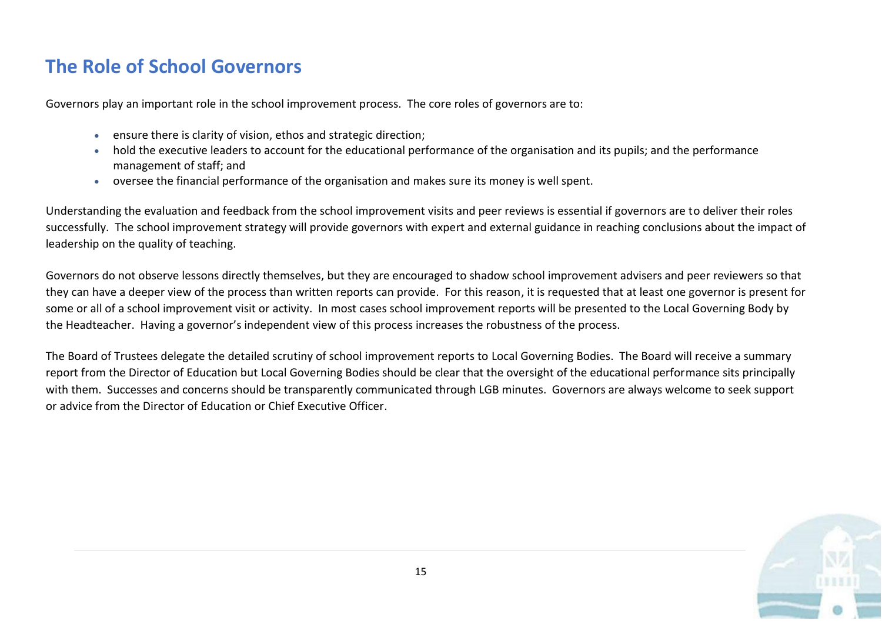# The Role of School Governors

Governors play an important role in the school improvement process. The core roles of governors are to:

- ensure there is clarity of vision, ethos and strategic direction;
- hold the executive leaders to account for the educational performance of the organisation and its pupils; and the performance management of staff; and
- oversee the financial performance of the organisation and makes sure its money is well spent.

Understanding the evaluation and feedback from the school improvement visits and peer reviews is essential if governors are to deliver their roles successfully. The school improvement strategy will provide governors with expert and external guidance in reaching conclusions about the impact of leadership on the quality of teaching.

Governors do not observe lessons directly themselves, but they are encouraged to shadow school improvement advisers and peer reviewers so that they can have a deeper view of the process than written reports can provide. For this reason, it is requested that at least one governor is present for some or all of a school improvement visit or activity. In most cases school improvement reports will be presented to the Local Governing Body by the Headteacher. Having a governor's independent view of this process increases the robustness of the process.

The Board of Trustees delegate the detailed scrutiny of school improvement reports to Local Governing Bodies. The Board will receive a summary report from the Director of Education but Local Governing Bodies should be clear that the oversight of the educational performance sits principally with them. Successes and concerns should be transparently communicated through LGB minutes. Governors are always welcome to seek support or advice from the Director of Education or Chief Executive Officer.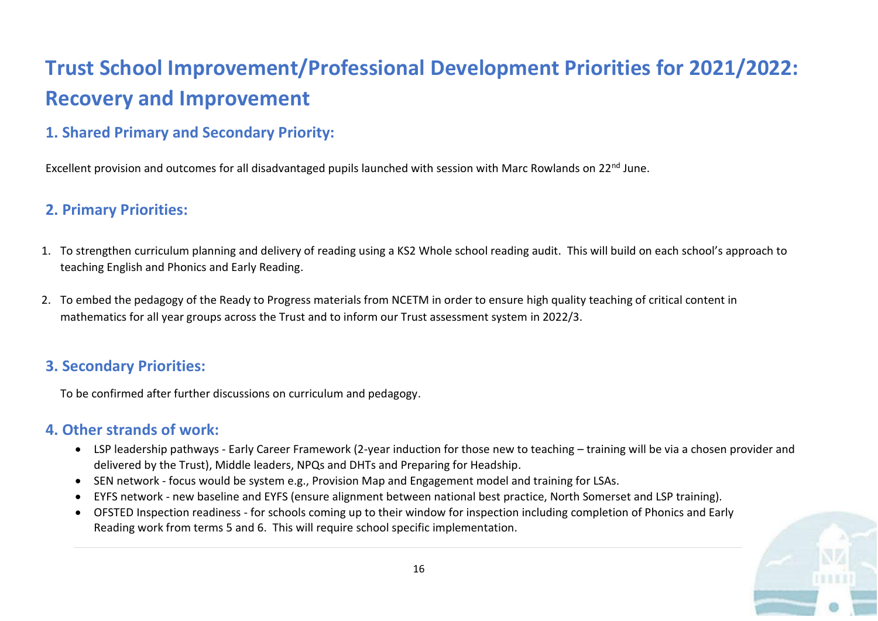# Trust School Improvement/Professional Development Priorities for 2021/2022: Recovery and Improvement

## 1. Shared Primary and Secondary Priority:

Excellent provision and outcomes for all disadvantaged pupils launched with session with Marc Rowlands on 22nd June.

## 2. Primary Priorities:

1. To strengthen curriculum planning and delivery of reading using a KS2 Whole school reading audit. This will build on each school's approach to teaching English and Phonics and Early Reading.

2. To embed the pedagogy of the Ready to Progress materials from NCETM in order to ensure high quality teaching of critical content in mathematics for all year groups across the Trust and to inform our Trust assessment system in 2022/3.

## 3. Secondary Priorities:

To be confirmed after further discussions on curriculum and pedagogy.

## 4. Other strands of work:

- LSP leadership pathways - Early Career Framework (2-year induction for those new to teaching – training will be via a chosen provider and delivered by the Trust), Middle leaders, NPQs and DHTs and Preparing for Headship.
- SEN network - focus would be system e.g., Provision Map and Engagement model and training for LSAs.
- EYFS network - new baseline and EYFS (ensure alignment between national best practice, North Somerset and LSP training).
- OFSTED Inspection readiness - for schools coming up to their window for inspection including completion of Phonics and Early Reading work from terms 5 and 6. This will require school specific implementation.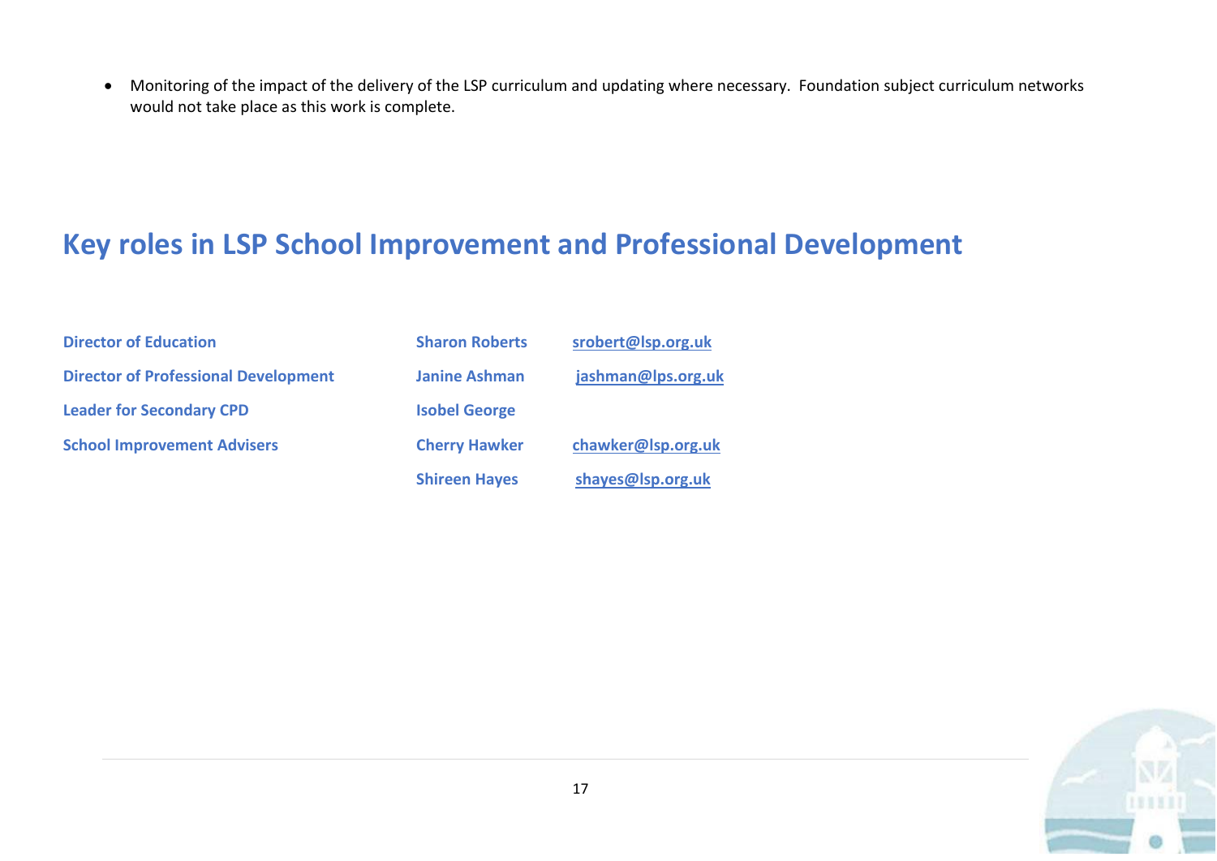- Monitoring of the impact of the delivery of the LSP curriculum and updating where necessary. Foundation subject curriculum networks would not take place as this work is complete.

# Key roles in LSP School Improvement and Professional Development

| | | |
|---|---|---|
| **Director of Education** | **Sharon Roberts** | **srobert@lsp.org.uk** |
| **Director of Professional Development** | **Janine Ashman** | **jashman@lps.org.uk** |
| **Leader for Secondary CPD** | **Isobel George** | |
| **School Improvement Advisers** | **Cherry Hawker** | **chawker@lsp.org.uk** |
| | **Shireen Hayes** | **shayes@lsp.org.uk** |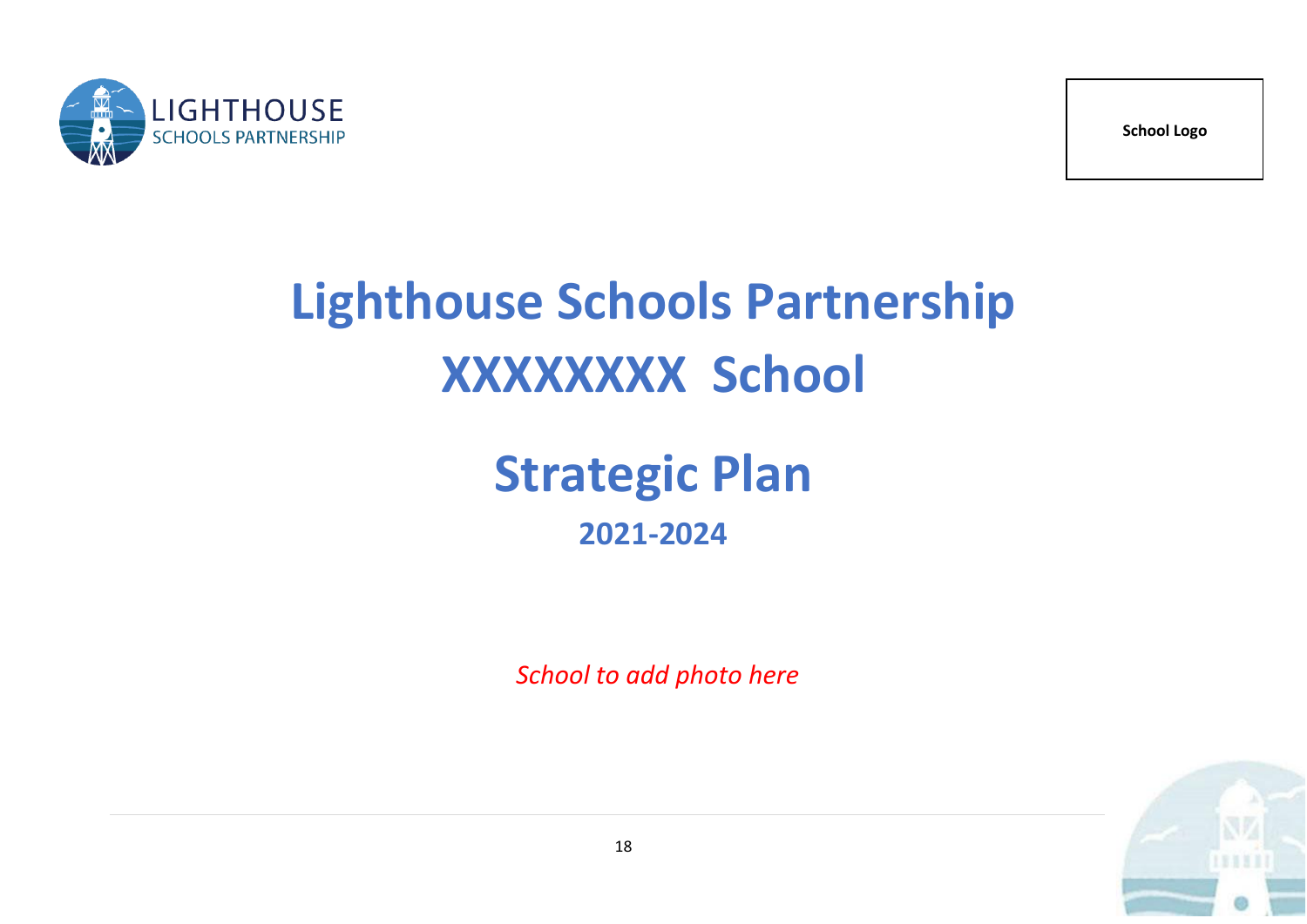LIGHTHOUSE
SCHOOLS PARTNERSHIP

**School Logo**

# Lighthouse Schools Partnership
# XXXXXXXX School

# Strategic Plan
## 2021-2024

*School to add photo here*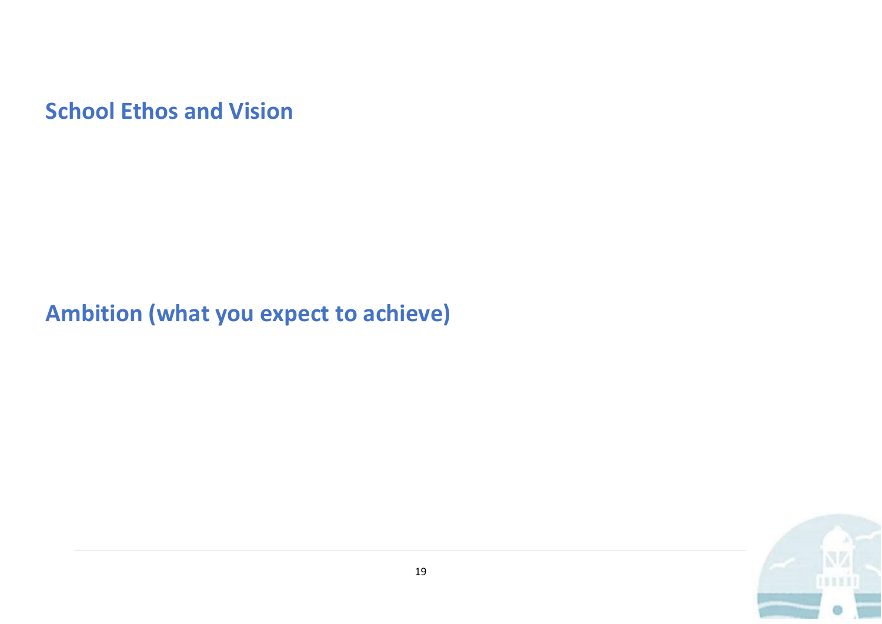## School Ethos and Vision

## Ambition (what you expect to achieve)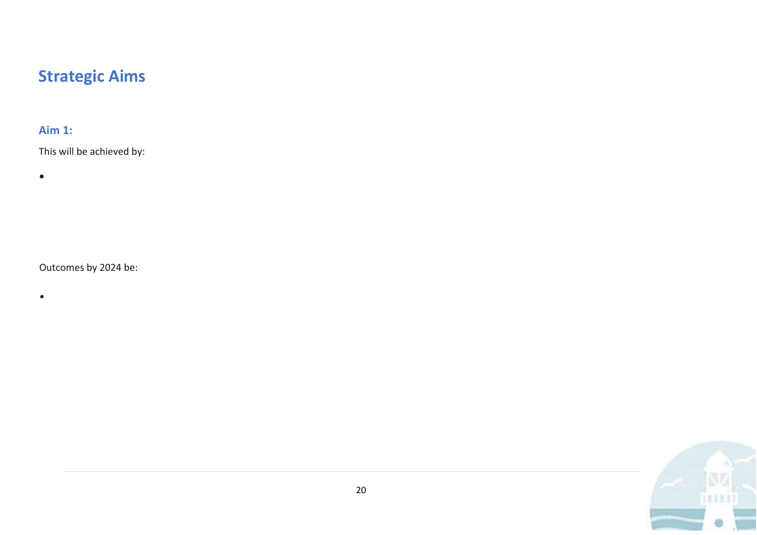## Strategic Aims

### Aim 1:

This will be achieved by:

- 

Outcomes by 2024 be:

-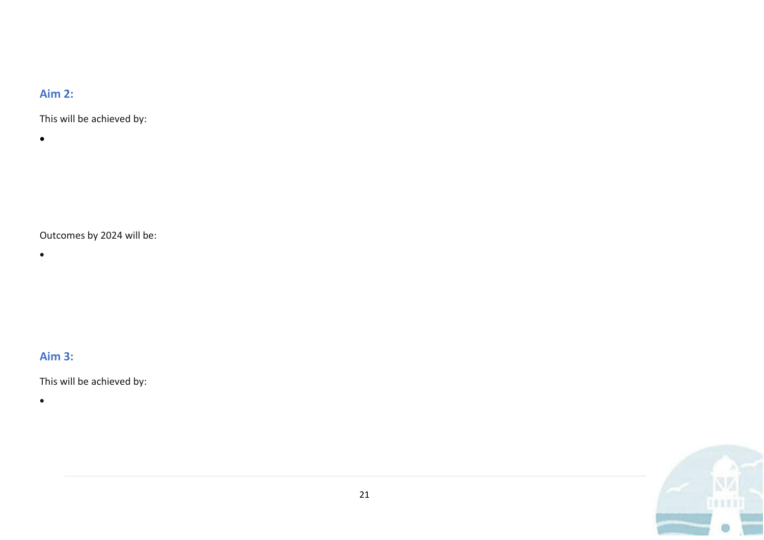## Aim 2:

This will be achieved by:

- 

Outcomes by 2024 will be:

- 

## Aim 3:

This will be achieved by:

-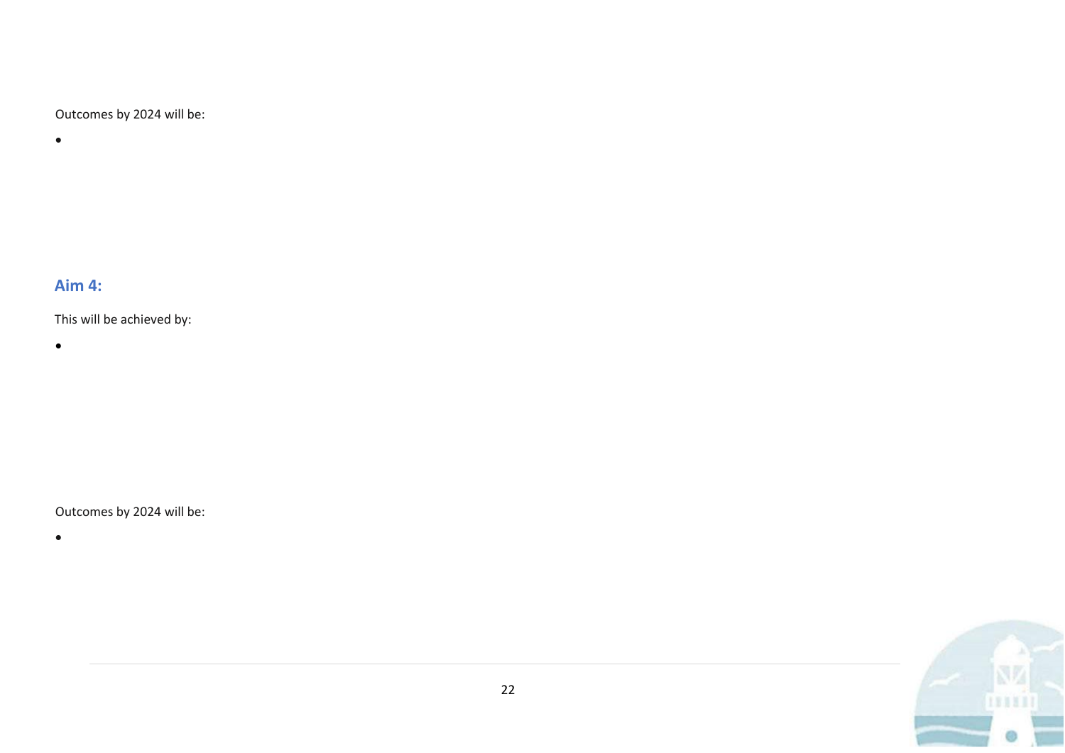Outcomes by 2024 will be:

- 

## Aim 4:

This will be achieved by:

- 

Outcomes by 2024 will be:

-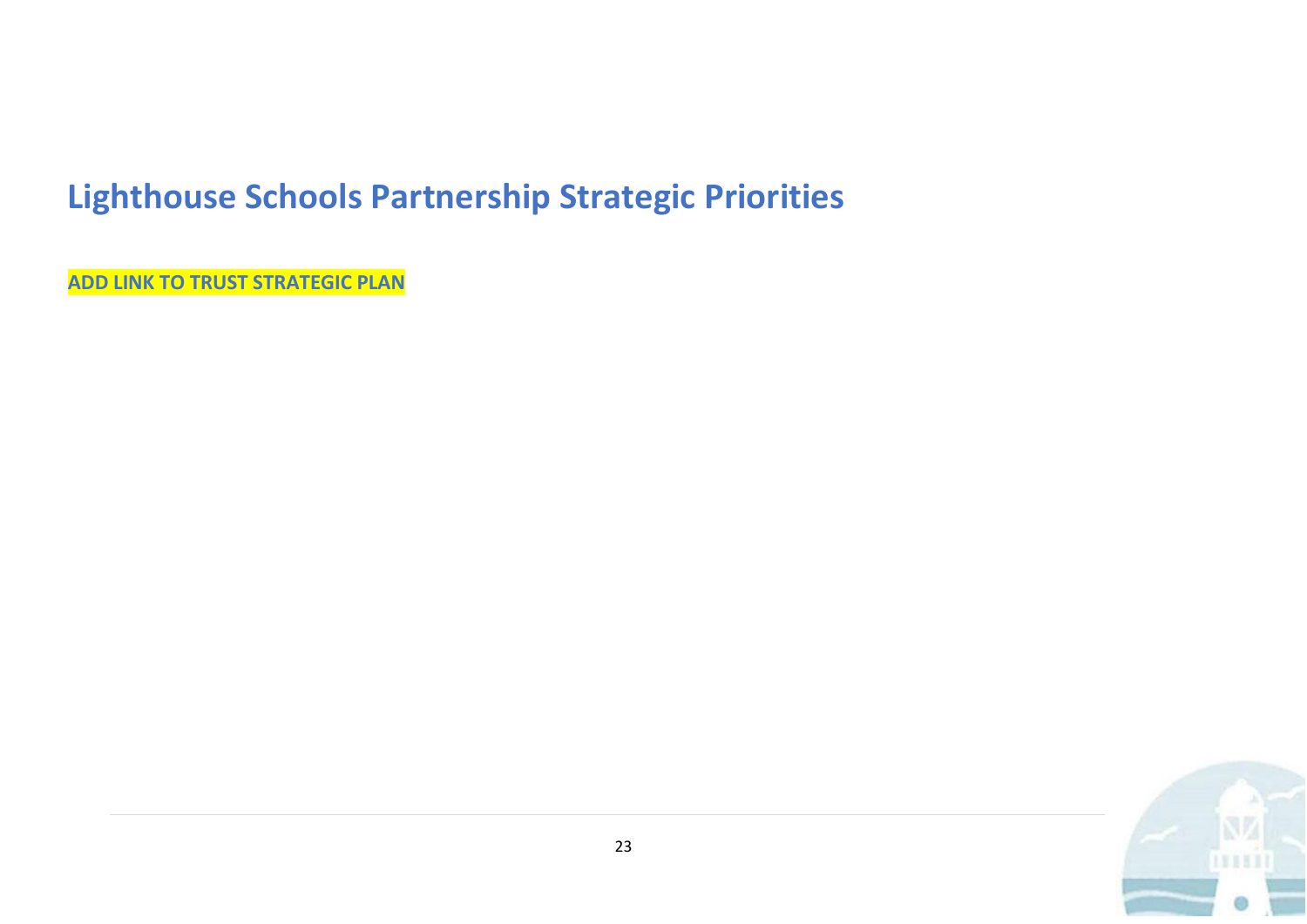# Lighthouse Schools Partnership Strategic Priorities

**ADD LINK TO TRUST STRATEGIC PLAN**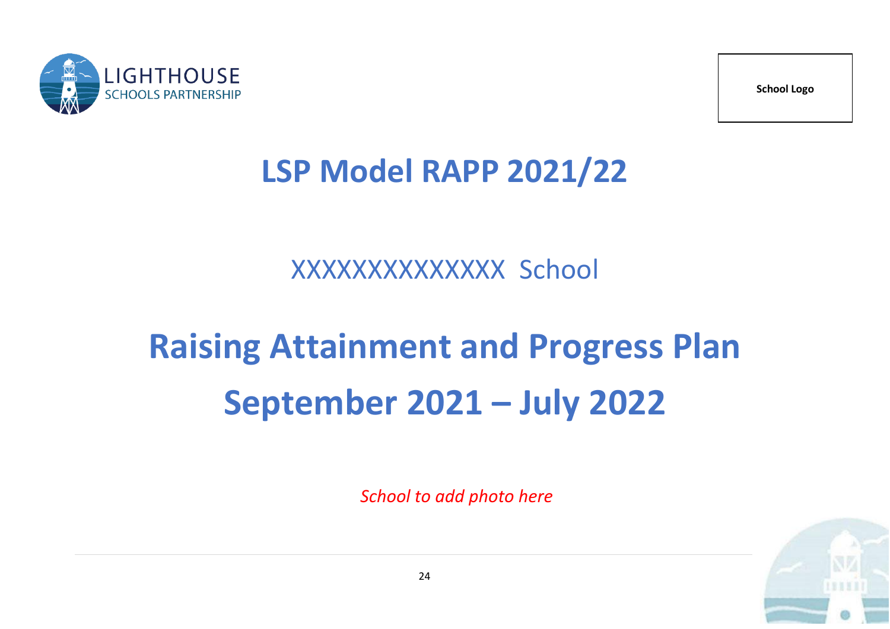LIGHTHOUSE
SCHOOLS PARTNERSHIP

School Logo

# LSP Model RAPP 2021/22

XXXXXXXXXXXXX School

# Raising Attainment and Progress Plan
# September 2021 – July 2022

*School to add photo here*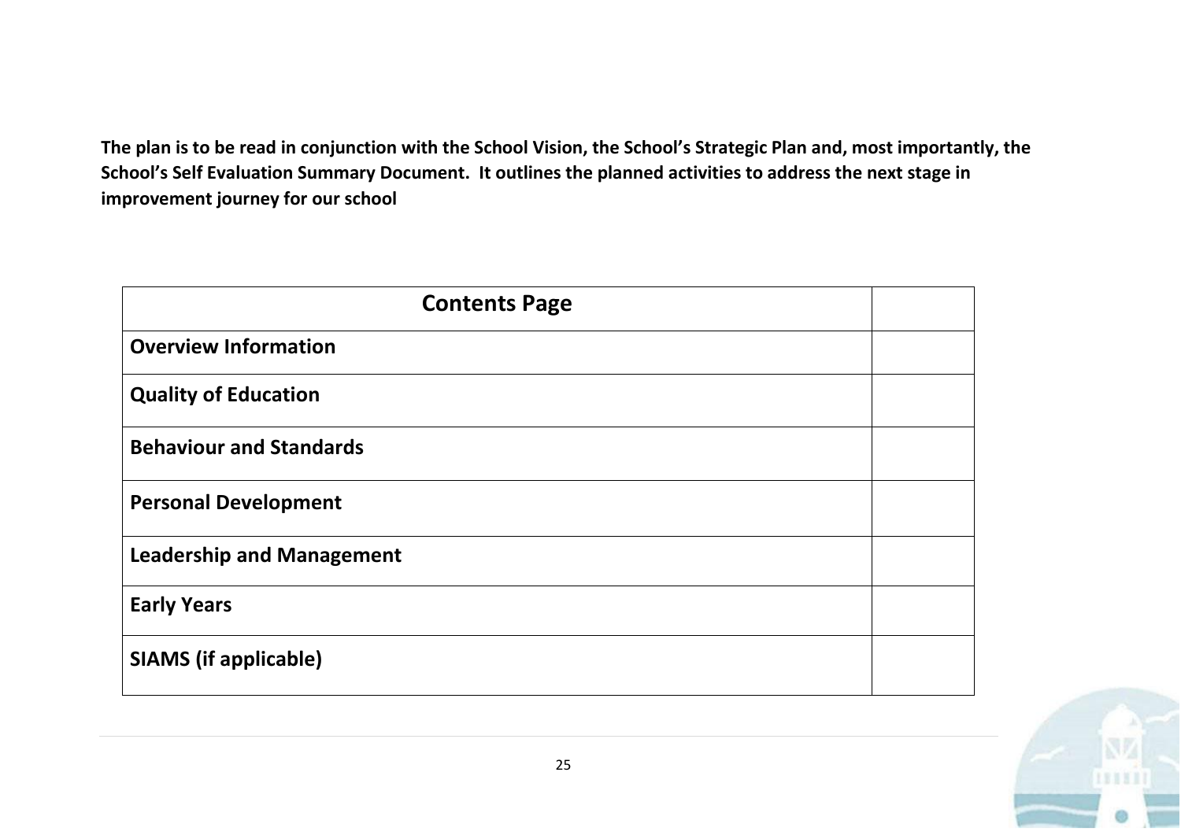**The plan is to be read in conjunction with the School Vision, the School's Strategic Plan and, most importantly, the School's Self Evaluation Summary Document. It outlines the planned activities to address the next stage in improvement journey for our school**

| Contents Page | |
|---|---|
| **Overview Information** | |
| **Quality of Education** | |
| **Behaviour and Standards** | |
| **Personal Development** | |
| **Leadership and Management** | |
| **Early Years** | |
| **SIAMS (if applicable)** | |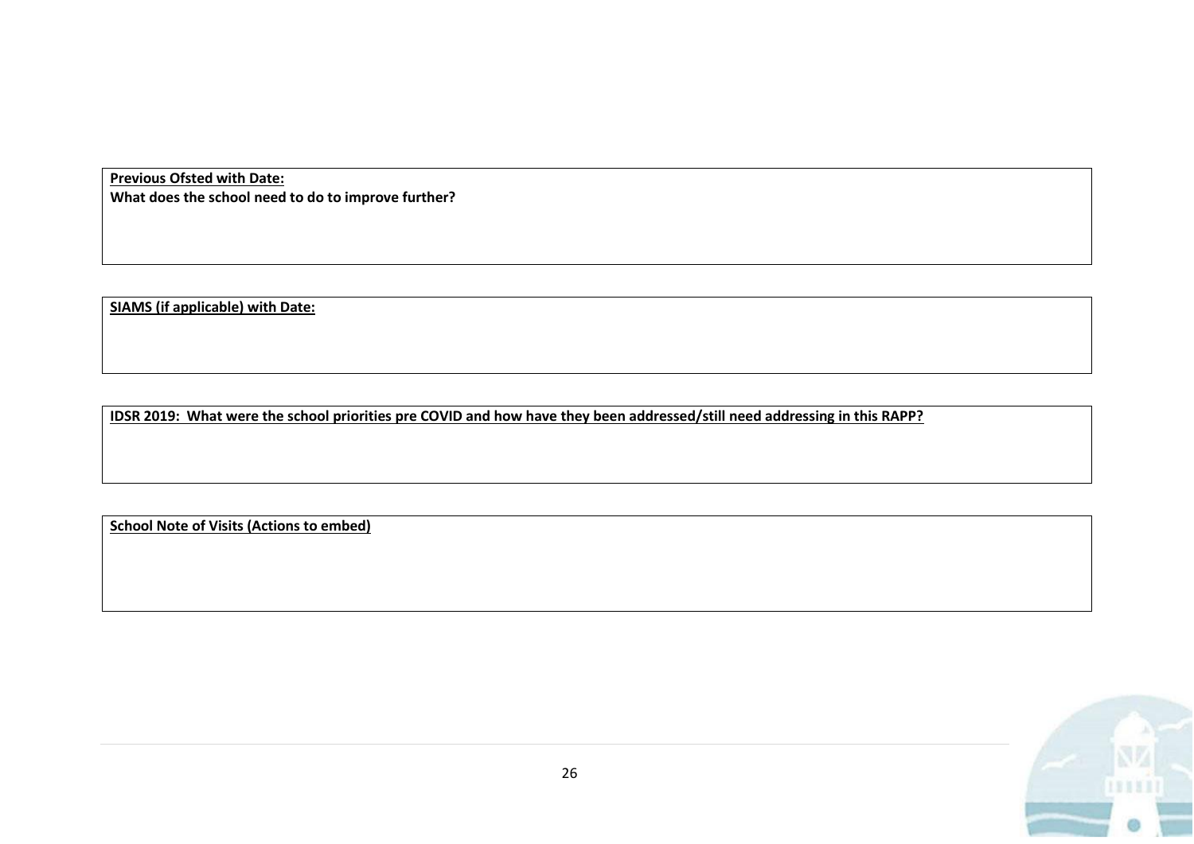**Previous Ofsted with Date:**

**What does the school need to do to improve further?**

**SIAMS (if applicable) with Date:**

**IDSR 2019: What were the school priorities pre COVID and how have they been addressed/still need addressing in this RAPP?**

**School Note of Visits (Actions to embed)**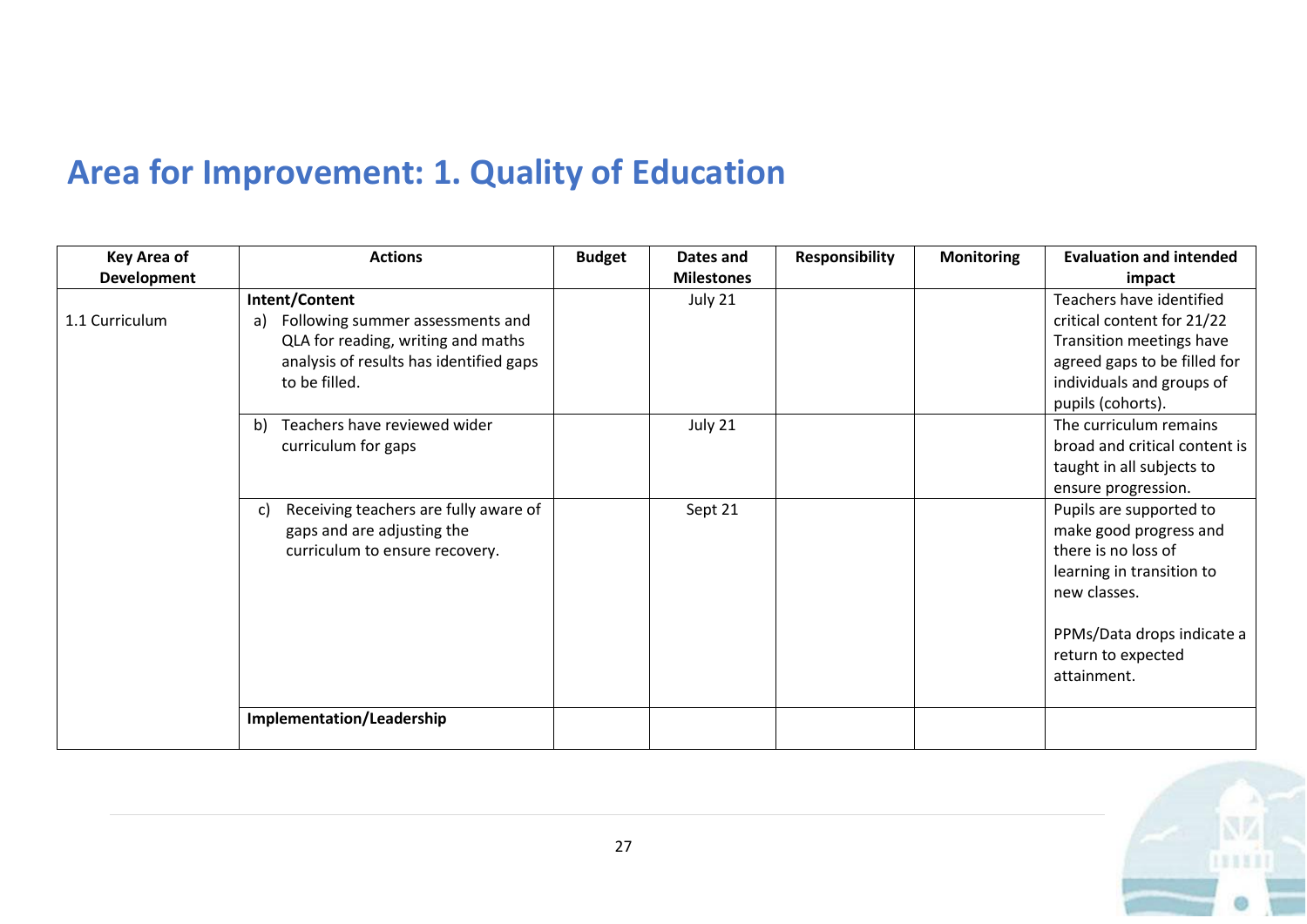## Area for Improvement: 1. Quality of Education

| Key Area of Development | Actions | Budget | Dates and Milestones | Responsibility | Monitoring | Evaluation and intended impact |
|---|---|---|---|---|---|---|
| 1.1 Curriculum | **Intent/Content**<br>a) Following summer assessments and QLA for reading, writing and maths analysis of results has identified gaps to be filled. | | July 21 | | | Teachers have identified critical content for 21/22 Transition meetings have agreed gaps to be filled for individuals and groups of pupils (cohorts). |
| | b) Teachers have reviewed wider curriculum for gaps | | July 21 | | | The curriculum remains broad and critical content is taught in all subjects to ensure progression. |
| | c) Receiving teachers are fully aware of gaps and are adjusting the curriculum to ensure recovery. | | Sept 21 | | | Pupils are supported to make good progress and there is no loss of learning in transition to new classes.<br><br>PPMs/Data drops indicate a return to expected attainment. |
| | **Implementation/Leadership** | | | | | |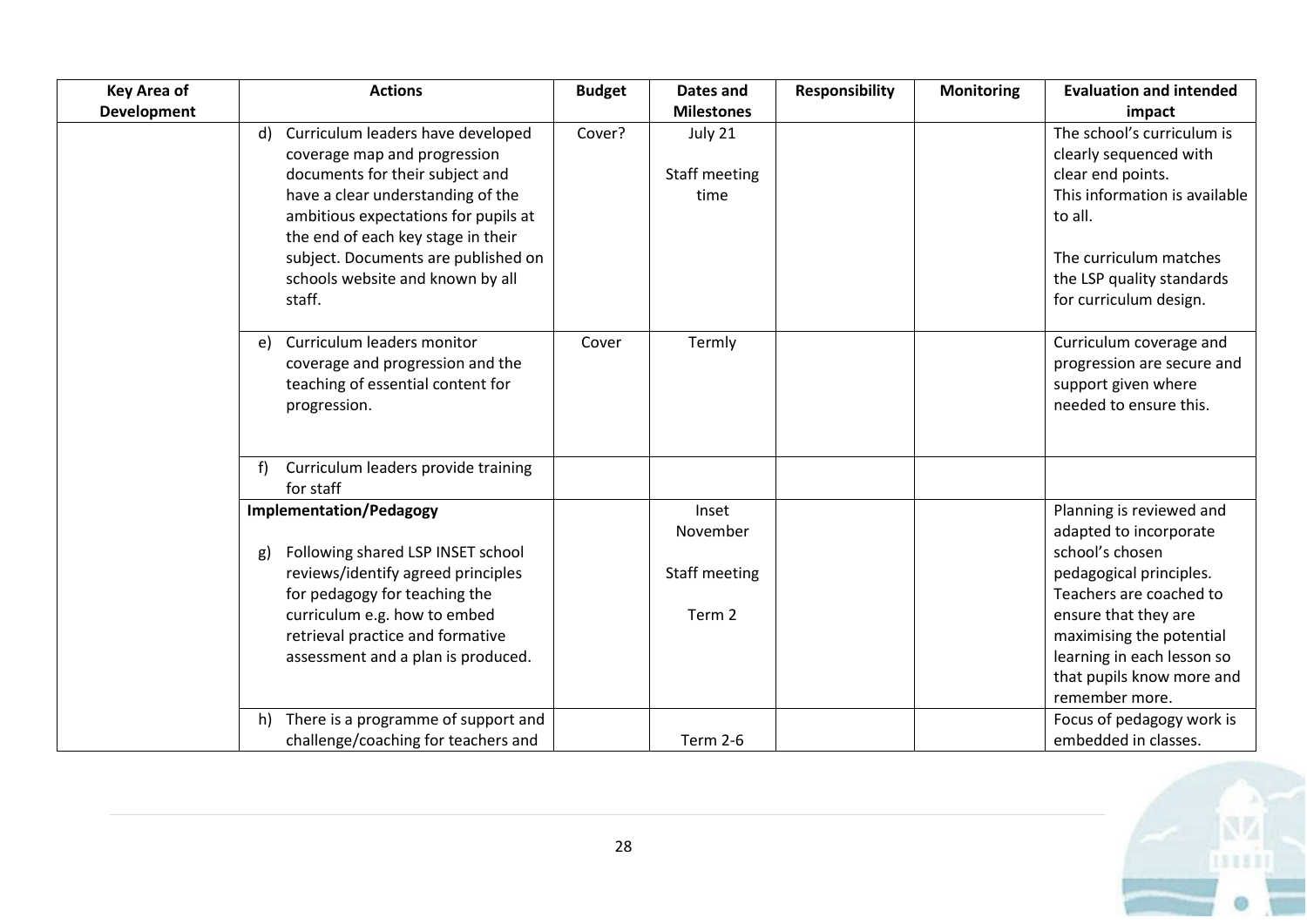| Key Area of Development | Actions | Budget | Dates and Milestones | Responsibility | Monitoring | Evaluation and intended impact |
|---|---|---|---|---|---|---|
| | d) Curriculum leaders have developed coverage map and progression documents for their subject and have a clear understanding of the ambitious expectations for pupils at the end of each key stage in their subject. Documents are published on schools website and known by all staff. | Cover? | July 21<br><br>Staff meeting time | | | The school's curriculum is clearly sequenced with clear end points.<br>This information is available to all.<br><br>The curriculum matches the LSP quality standards for curriculum design. |
| | e) Curriculum leaders monitor coverage and progression and the teaching of essential content for progression. | Cover | Termly | | | Curriculum coverage and progression are secure and support given where needed to ensure this. |
| | f) Curriculum leaders provide training for staff | | | | | |
| | **Implementation/Pedagogy**<br><br>g) Following shared LSP INSET school reviews/identify agreed principles for pedagogy for teaching the curriculum e.g. how to embed retrieval practice and formative assessment and a plan is produced. | | Inset November<br><br>Staff meeting<br><br>Term 2 | | | Planning is reviewed and adapted to incorporate school's chosen pedagogical principles.<br>Teachers are coached to ensure that they are maximising the potential learning in each lesson so that pupils know more and remember more. |
| | h) There is a programme of support and challenge/coaching for teachers and | | Term 2-6 | | | Focus of pedagogy work is embedded in classes. |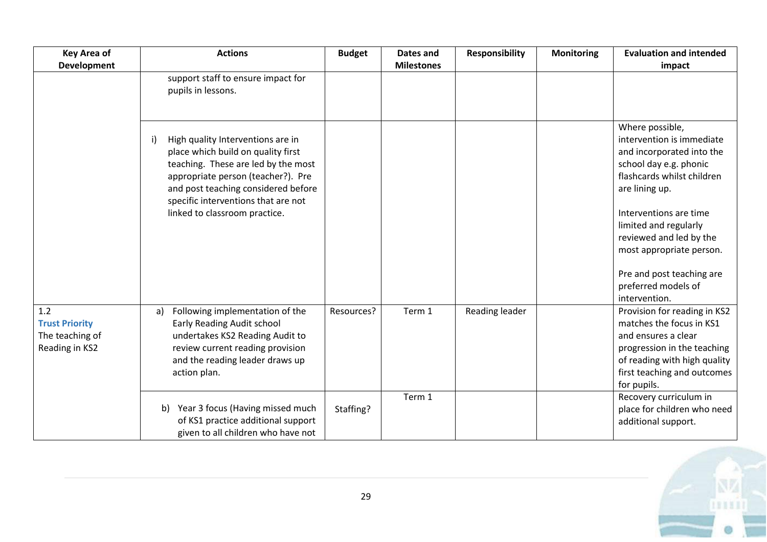| Key Area of Development | Actions | Budget | Dates and Milestones | Responsibility | Monitoring | Evaluation and intended impact |
|---|---|---|---|---|---|---|
| | support staff to ensure impact for pupils in lessons. | | | | | |
| | i) High quality Interventions are in place which build on quality first teaching. These are led by the most appropriate person (teacher?). Pre and post teaching considered before specific interventions that are not linked to classroom practice. | | | | | Where possible, intervention is immediate and incorporated into the school day e.g. phonic flashcards whilst children are lining up.<br><br>Interventions are time limited and regularly reviewed and led by the most appropriate person.<br><br>Pre and post teaching are preferred models of intervention. |
| 1.2 **Trust Priority** The teaching of Reading in KS2 | a) Following implementation of the Early Reading Audit school undertakes KS2 Reading Audit to review current reading provision and the reading leader draws up action plan. | Resources? | Term 1 | Reading leader | | Provision for reading in KS2 matches the focus in KS1 and ensures a clear progression in the teaching of reading with high quality first teaching and outcomes for pupils. |
| | b) Year 3 focus (Having missed much of KS1 practice additional support given to all children who have not | Staffing? | Term 1 | | | Recovery curriculum in place for children who need additional support. |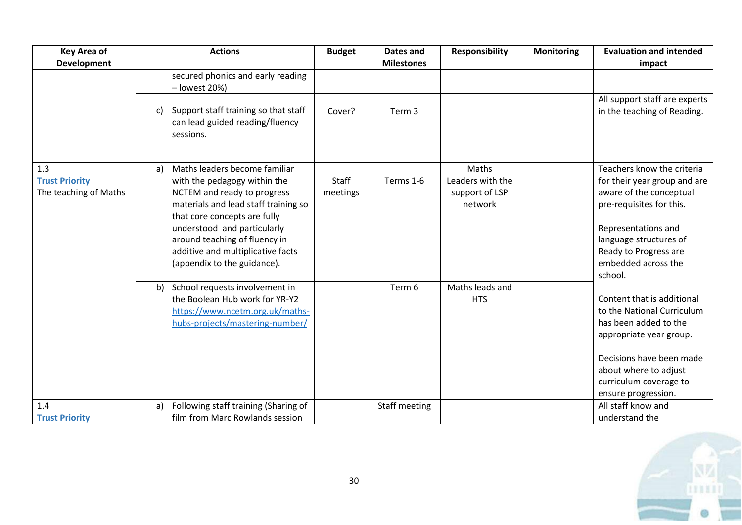| Key Area of Development | Actions | Budget | Dates and Milestones | Responsibility | Monitoring | Evaluation and intended impact |
|---|---|---|---|---|---|---|
| | secured phonics and early reading – lowest 20%) | | | | | |
| | c) Support staff training so that staff can lead guided reading/fluency sessions. | Cover? | Term 3 | | | All support staff are experts in the teaching of Reading. |
| 1.3 **Trust Priority** The teaching of Maths | a) Maths leaders become familiar with the pedagogy within the NCTEM and ready to progress materials and lead staff training so that core concepts are fully understood and particularly around teaching of fluency in additive and multiplicative facts (appendix to the guidance). | Staff meetings | Terms 1-6 | Maths Leaders with the support of LSP network | | Teachers know the criteria for their year group and are aware of the conceptual pre-requisites for this. Representations and language structures of Ready to Progress are embedded across the school. Content that is additional to the National Curriculum has been added to the appropriate year group. Decisions have been made about where to adjust curriculum coverage to ensure progression. |
| | b) School requests involvement in the Boolean Hub work for YR-Y2 [https://www.ncetm.org.uk/maths-hubs-projects/mastering-number/](https://www.ncetm.org.uk/maths-hubs-projects/mastering-number/) | | Term 6 | Maths leads and HTS | | |
| 1.4 **Trust Priority** | a) Following staff training (Sharing of film from Marc Rowlands session | | Staff meeting | | | All staff know and understand the |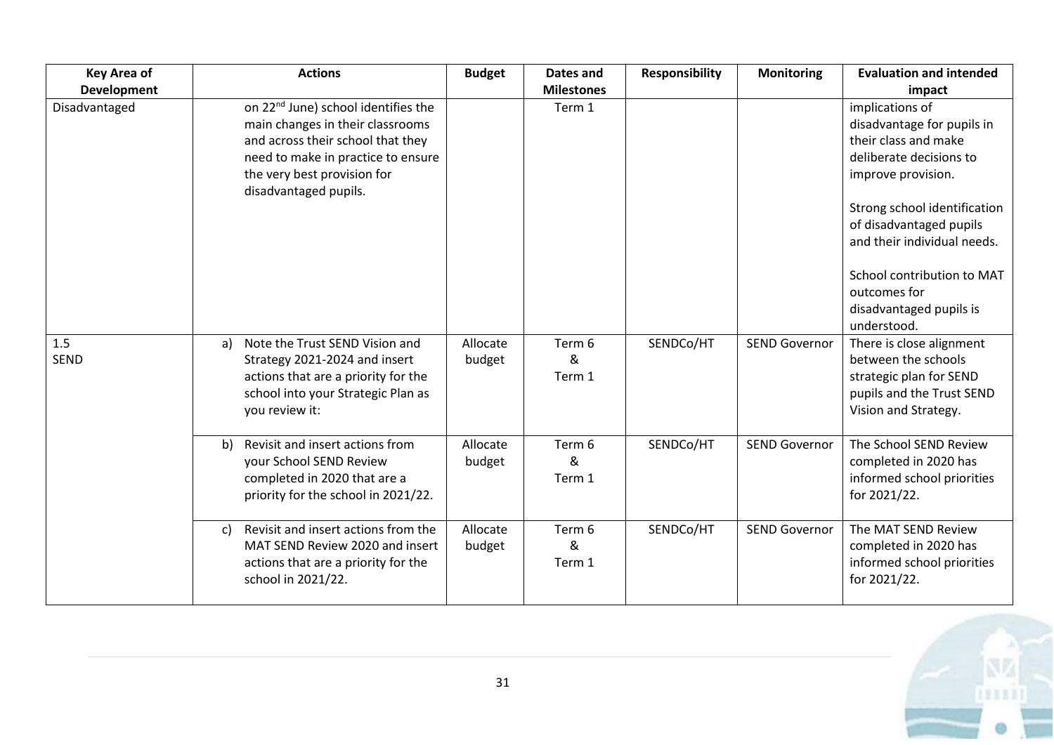| Key Area of Development | Actions | Budget | Dates and Milestones | Responsibility | Monitoring | Evaluation and intended impact |
|---|---|---|---|---|---|---|
| Disadvantaged | on 22nd June) school identifies the main changes in their classrooms and across their school that they need to make in practice to ensure the very best provision for disadvantaged pupils. | | Term 1 | | | implications of disadvantage for pupils in their class and make deliberate decisions to improve provision.<br><br>Strong school identification of disadvantaged pupils and their individual needs.<br><br>School contribution to MAT outcomes for disadvantaged pupils is understood. |
| 1.5 SEND | a) Note the Trust SEND Vision and Strategy 2021-2024 and insert actions that are a priority for the school into your Strategic Plan as you review it: | Allocate budget | Term 6 & Term 1 | SENDCo/HT | SEND Governor | There is close alignment between the schools strategic plan for SEND pupils and the Trust SEND Vision and Strategy. |
| | b) Revisit and insert actions from your School SEND Review completed in 2020 that are a priority for the school in 2021/22. | Allocate budget | Term 6 & Term 1 | SENDCo/HT | SEND Governor | The School SEND Review completed in 2020 has informed school priorities for 2021/22. |
| | c) Revisit and insert actions from the MAT SEND Review 2020 and insert actions that are a priority for the school in 2021/22. | Allocate budget | Term 6 & Term 1 | SENDCo/HT | SEND Governor | The MAT SEND Review completed in 2020 has informed school priorities for 2021/22. |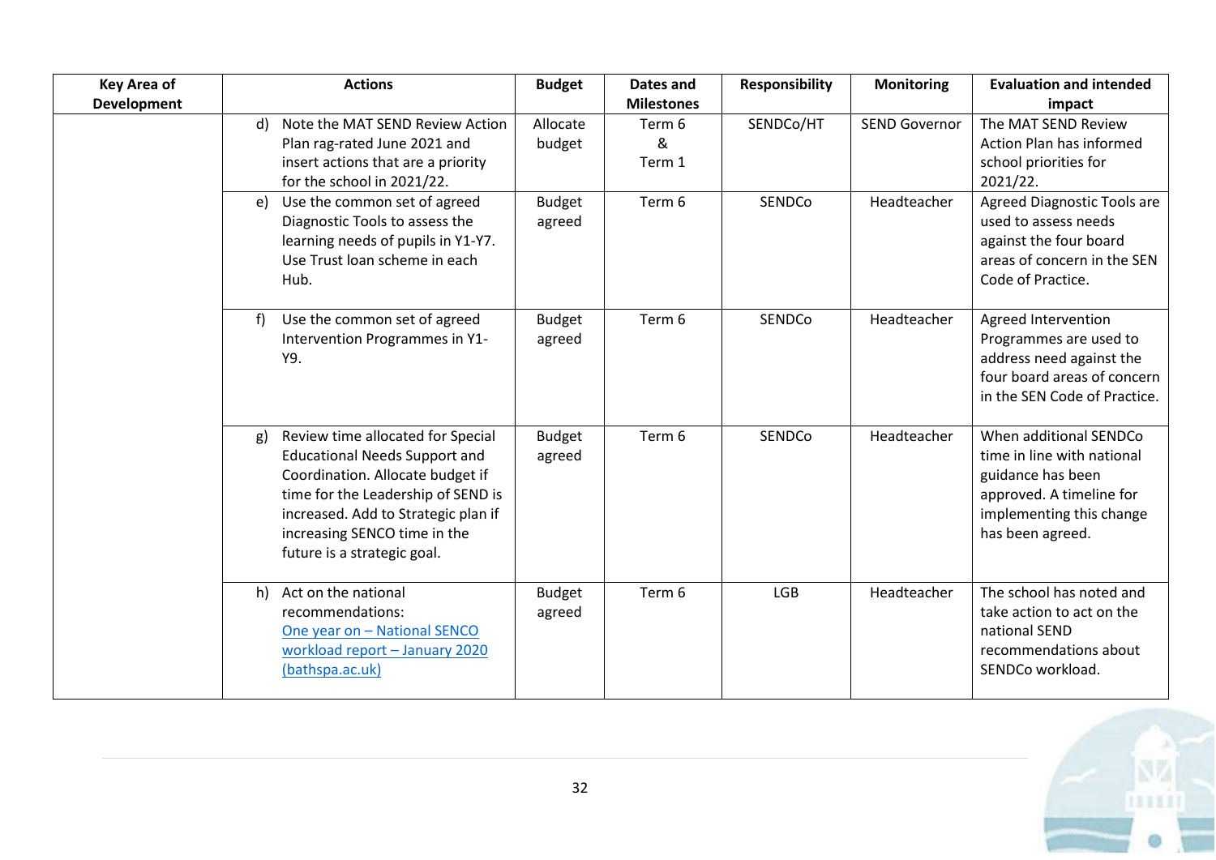| Key Area of Development | Actions | Budget | Dates and Milestones | Responsibility | Monitoring | Evaluation and intended impact |
|---|---|---|---|---|---|---|
| | d) Note the MAT SEND Review Action Plan rag-rated June 2021 and insert actions that are a priority for the school in 2021/22. | Allocate budget | Term 6 & Term 1 | SENDCo/HT | SEND Governor | The MAT SEND Review Action Plan has informed school priorities for 2021/22. |
| | e) Use the common set of agreed Diagnostic Tools to assess the learning needs of pupils in Y1-Y7. Use Trust loan scheme in each Hub. | Budget agreed | Term 6 | SENDCo | Headteacher | Agreed Diagnostic Tools are used to assess needs against the four board areas of concern in the SEN Code of Practice. |
| | f) Use the common set of agreed Intervention Programmes in Y1-Y9. | Budget agreed | Term 6 | SENDCo | Headteacher | Agreed Intervention Programmes are used to address need against the four board areas of concern in the SEN Code of Practice. |
| | g) Review time allocated for Special Educational Needs Support and Coordination. Allocate budget if time for the Leadership of SEND is increased. Add to Strategic plan if increasing SENCO time in the future is a strategic goal. | Budget agreed | Term 6 | SENDCo | Headteacher | When additional SENDCo time in line with national guidance has been approved. A timeline for implementing this change has been agreed. |
| | h) Act on the national recommendations: One year on – National SENCO workload report – January 2020 (bathspa.ac.uk) | Budget agreed | Term 6 | LGB | Headteacher | The school has noted and take action to act on the national SEND recommendations about SENDCo workload. |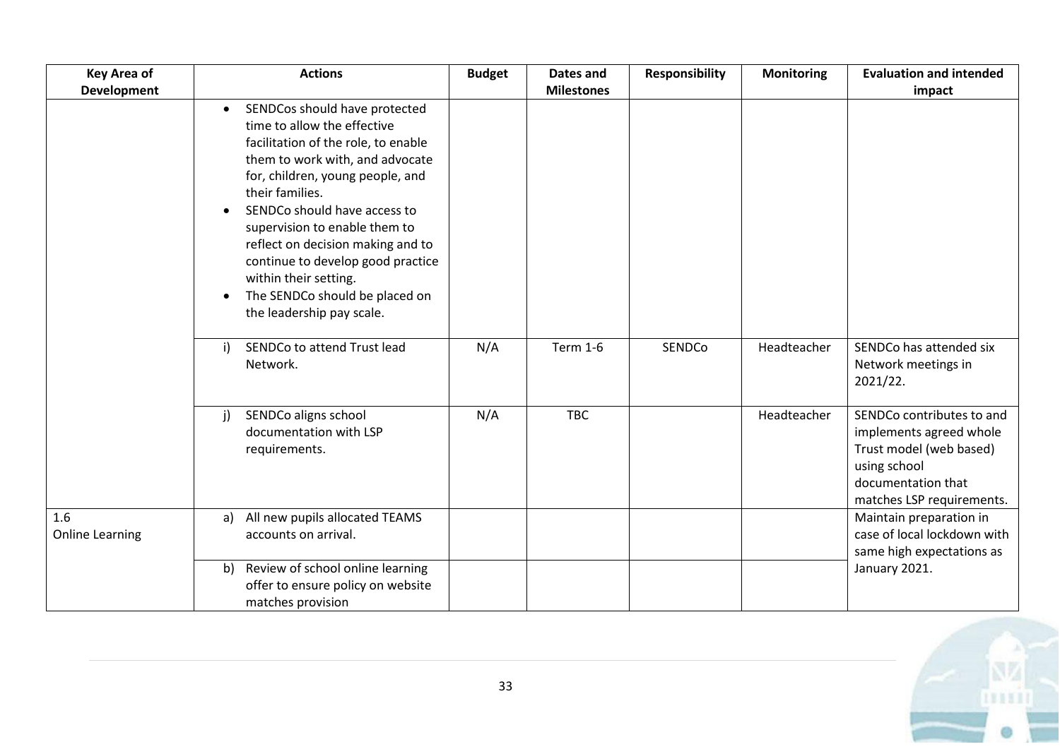| Key Area of Development | Actions | Budget | Dates and Milestones | Responsibility | Monitoring | Evaluation and intended impact |
|---|---|---|---|---|---|---|
| | • SENDCos should have protected time to allow the effective facilitation of the role, to enable them to work with, and advocate for, children, young people, and their families.<br>• SENDCo should have access to supervision to enable them to reflect on decision making and to continue to develop good practice within their setting.<br>• The SENDCo should be placed on the leadership pay scale. | | | | | |
| | i) SENDCo to attend Trust lead Network. | N/A | Term 1-6 | SENDCo | Headteacher | SENDCo has attended six Network meetings in 2021/22. |
| | j) SENDCo aligns school documentation with LSP requirements. | N/A | TBC | | Headteacher | SENDCo contributes to and implements agreed whole Trust model (web based) using school documentation that matches LSP requirements. |
| 1.6 Online Learning | a) All new pupils allocated TEAMS accounts on arrival. | | | | | Maintain preparation in case of local lockdown with same high expectations as January 2021. |
| | b) Review of school online learning offer to ensure policy on website matches provision | | | | | |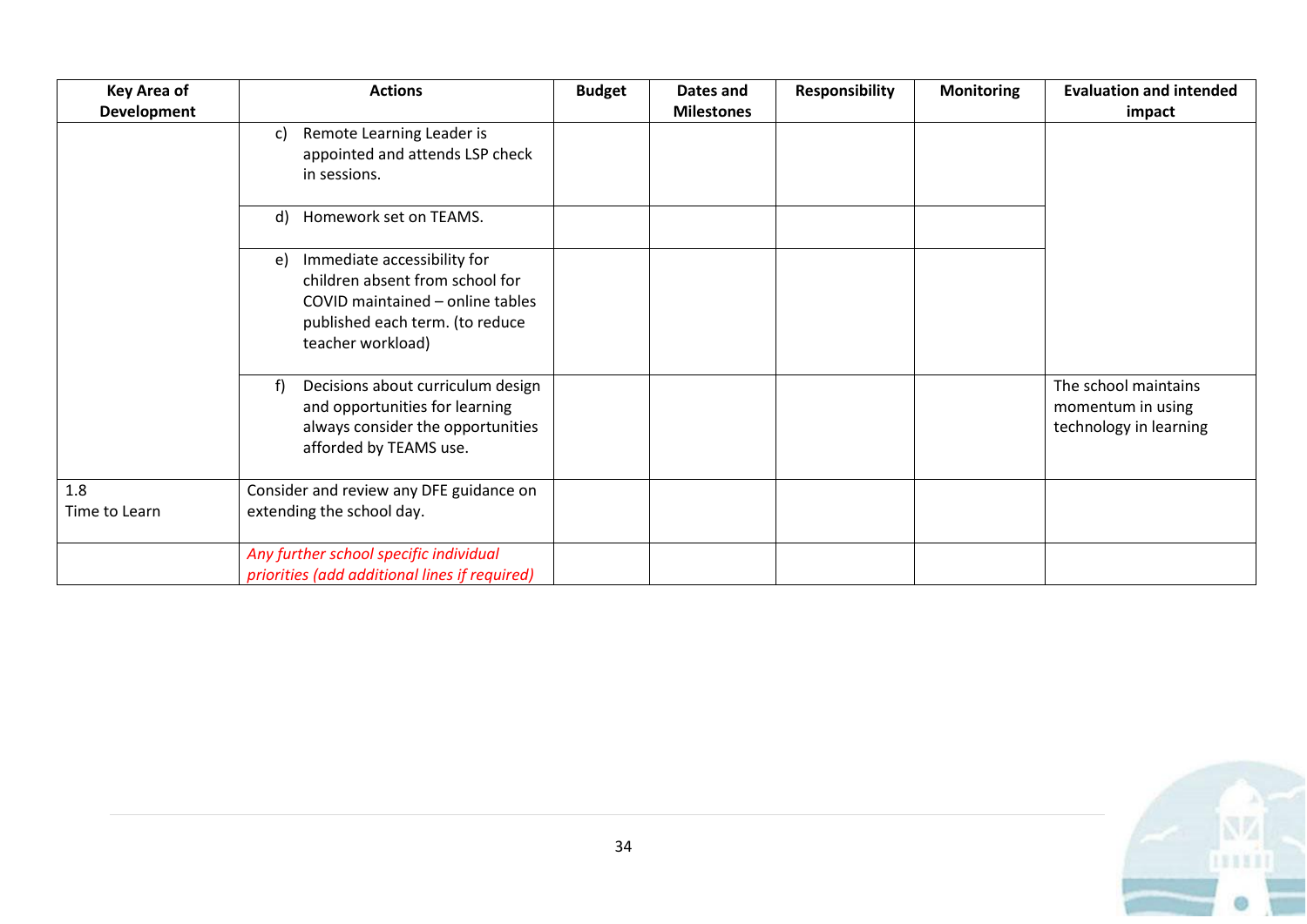| Key Area of Development | Actions | Budget | Dates and Milestones | Responsibility | Monitoring | Evaluation and intended impact |
|---|---|---|---|---|---|---|
| | c) Remote Learning Leader is appointed and attends LSP check in sessions. | | | | | |
| | d) Homework set on TEAMS. | | | | | |
| | e) Immediate accessibility for children absent from school for COVID maintained – online tables published each term. (to reduce teacher workload) | | | | | |
| | f) Decisions about curriculum design and opportunities for learning always consider the opportunities afforded by TEAMS use. | | | | | The school maintains momentum in using technology in learning |
| 1.8 Time to Learn | Consider and review any DFE guidance on extending the school day. | | | | | |
| | *Any further school specific individual priorities (add additional lines if required)* | | | | | |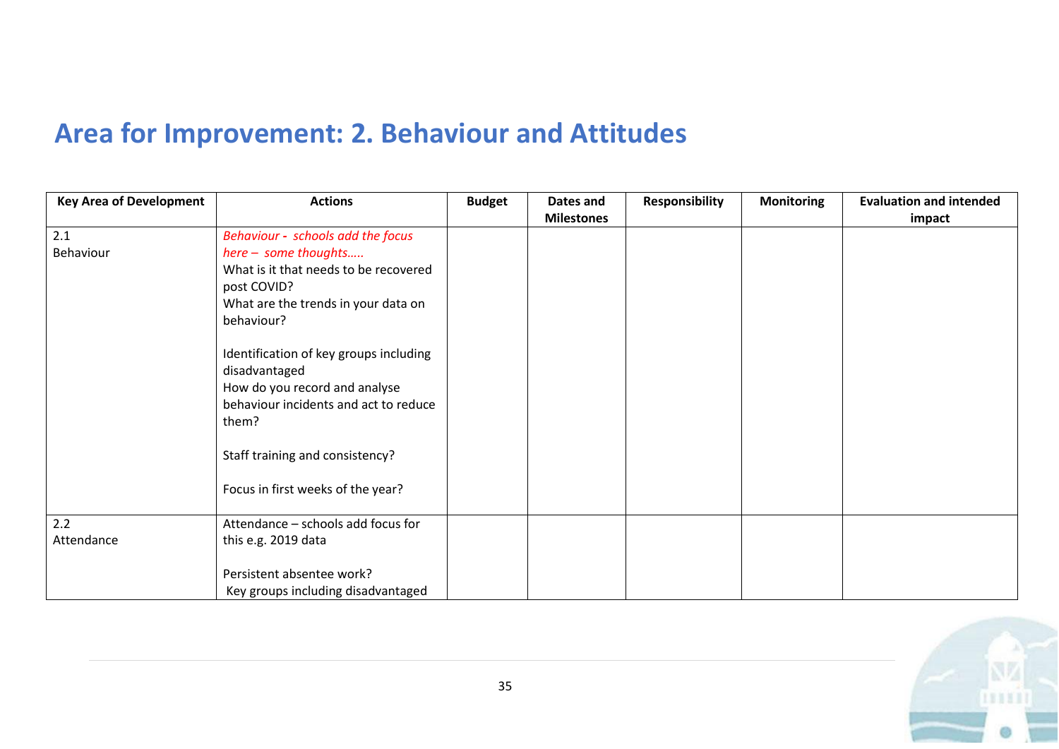# Area for Improvement: 2. Behaviour and Attitudes

| Key Area of Development | Actions | Budget | Dates and Milestones | Responsibility | Monitoring | Evaluation and intended impact |
|---|---|---|---|---|---|---|
| 2.1<br>Behaviour | *Behaviour - schools add the focus here – some thoughts…..*<br>What is it that needs to be recovered post COVID?<br>What are the trends in your data on behaviour?<br><br>Identification of key groups including disadvantaged<br>How do you record and analyse behaviour incidents and act to reduce them?<br><br>Staff training and consistency?<br><br>Focus in first weeks of the year? | | | | | |
| 2.2<br>Attendance | Attendance – schools add focus for this e.g. 2019 data<br><br>Persistent absentee work?<br>Key groups including disadvantaged | | | | | |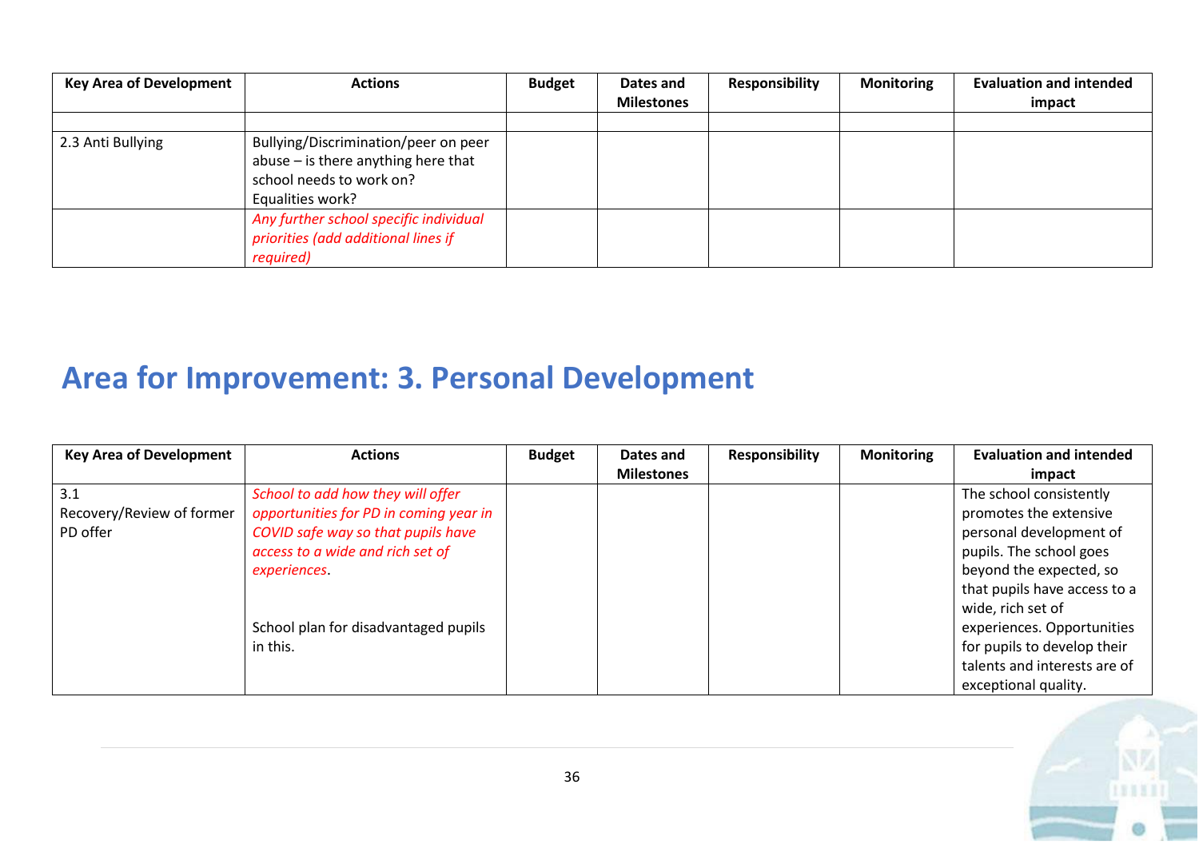| Key Area of Development | Actions | Budget | Dates and Milestones | Responsibility | Monitoring | Evaluation and intended impact |
|---|---|---|---|---|---|---|
| | | | | | | |
| 2.3 Anti Bullying | Bullying/Discrimination/peer on peer abuse – is there anything here that school needs to work on?<br>Equalities work? | | | | | |
| | *Any further school specific individual priorities (add additional lines if required)* | | | | | |

# Area for Improvement: 3. Personal Development

| Key Area of Development | Actions | Budget | Dates and Milestones | Responsibility | Monitoring | Evaluation and intended impact |
|---|---|---|---|---|---|---|
| 3.1<br>Recovery/Review of former PD offer | *School to add how they will offer opportunities for PD in coming year in COVID safe way so that pupils have access to a wide and rich set of experiences*.<br><br>School plan for disadvantaged pupils in this. | | | | | The school consistently promotes the extensive personal development of pupils. The school goes beyond the expected, so that pupils have access to a wide, rich set of experiences. Opportunities for pupils to develop their talents and interests are of exceptional quality. |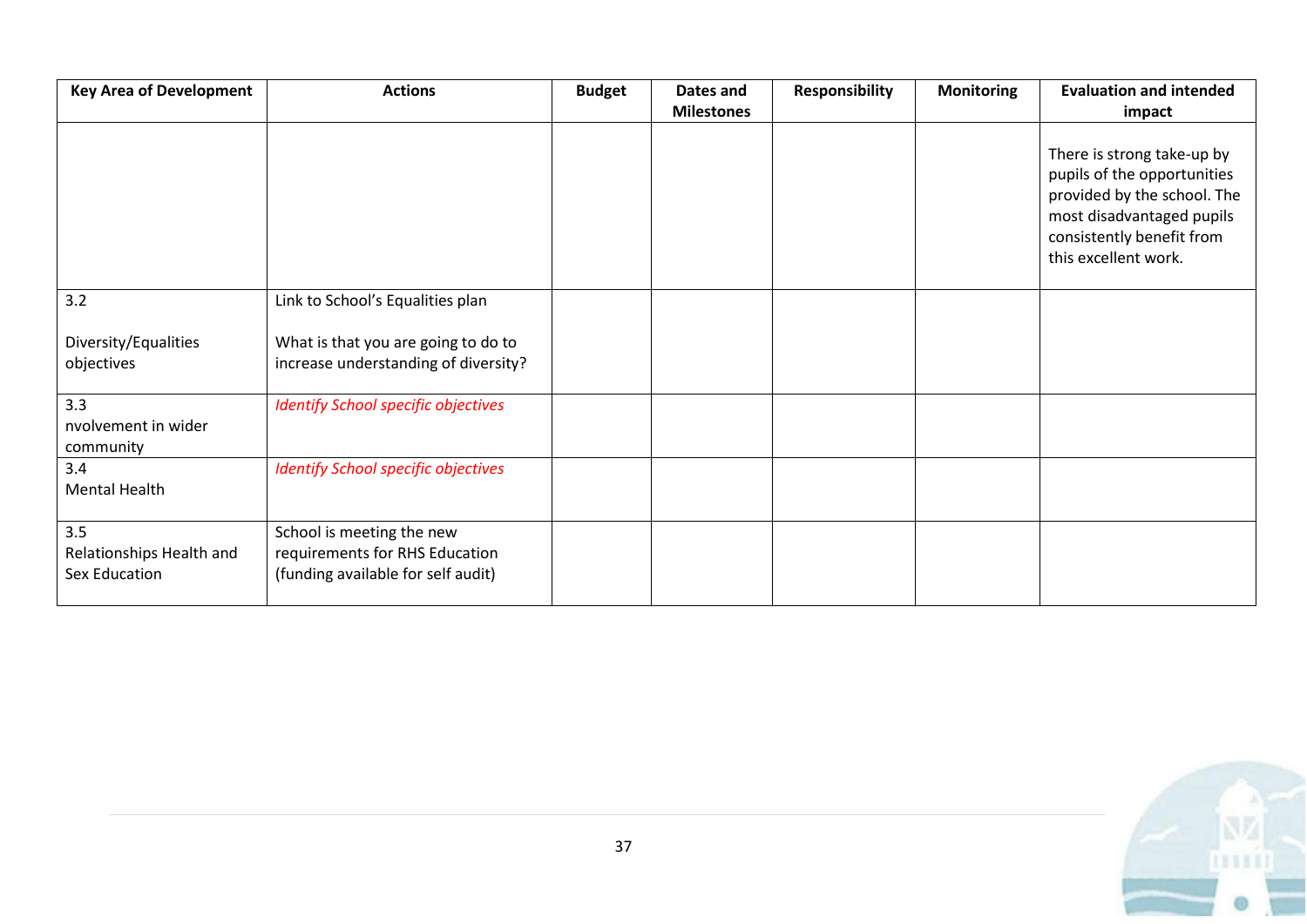| Key Area of Development | Actions | Budget | Dates and Milestones | Responsibility | Monitoring | Evaluation and intended impact |
|---|---|---|---|---|---|---|
| | | | | | | There is strong take-up by pupils of the opportunities provided by the school. The most disadvantaged pupils consistently benefit from this excellent work. |
| 3.2<br><br>Diversity/Equalities objectives | Link to School's Equalities plan<br><br>What is that you are going to do to increase understanding of diversity? | | | | | |
| 3.3<br>nvolvement in wider community | *Identify School specific objectives* | | | | | |
| 3.4<br>Mental Health | *Identify School specific objectives* | | | | | |
| 3.5<br>Relationships Health and Sex Education | School is meeting the new requirements for RHS Education (funding available for self audit) | | | | | |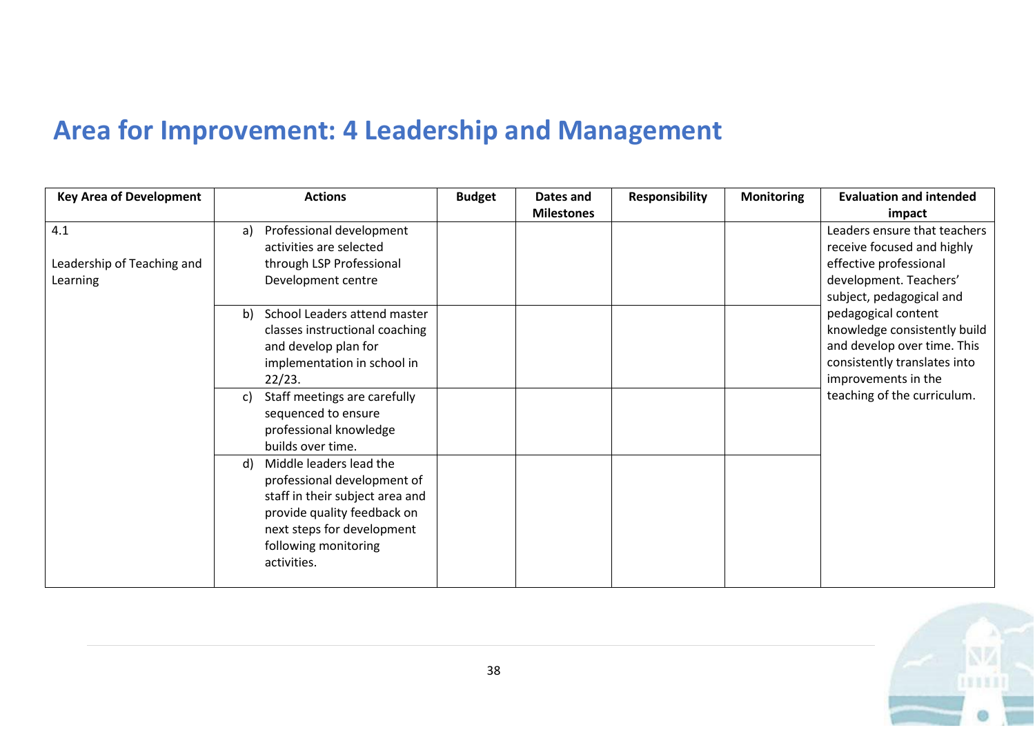# Area for Improvement: 4 Leadership and Management

| Key Area of Development | Actions | Budget | Dates and Milestones | Responsibility | Monitoring | Evaluation and intended impact |
|---|---|---|---|---|---|---|
| 4.1<br><br>Leadership of Teaching and Learning | a) Professional development activities are selected through LSP Professional Development centre | | | | | Leaders ensure that teachers receive focused and highly effective professional development. Teachers' subject, pedagogical and pedagogical content knowledge consistently build and develop over time. This consistently translates into improvements in the teaching of the curriculum. |
| | b) School Leaders attend master classes instructional coaching and develop plan for implementation in school in 22/23. | | | | | |
| | c) Staff meetings are carefully sequenced to ensure professional knowledge builds over time. | | | | | |
| | d) Middle leaders lead the professional development of staff in their subject area and provide quality feedback on next steps for development following monitoring activities. | | | | | |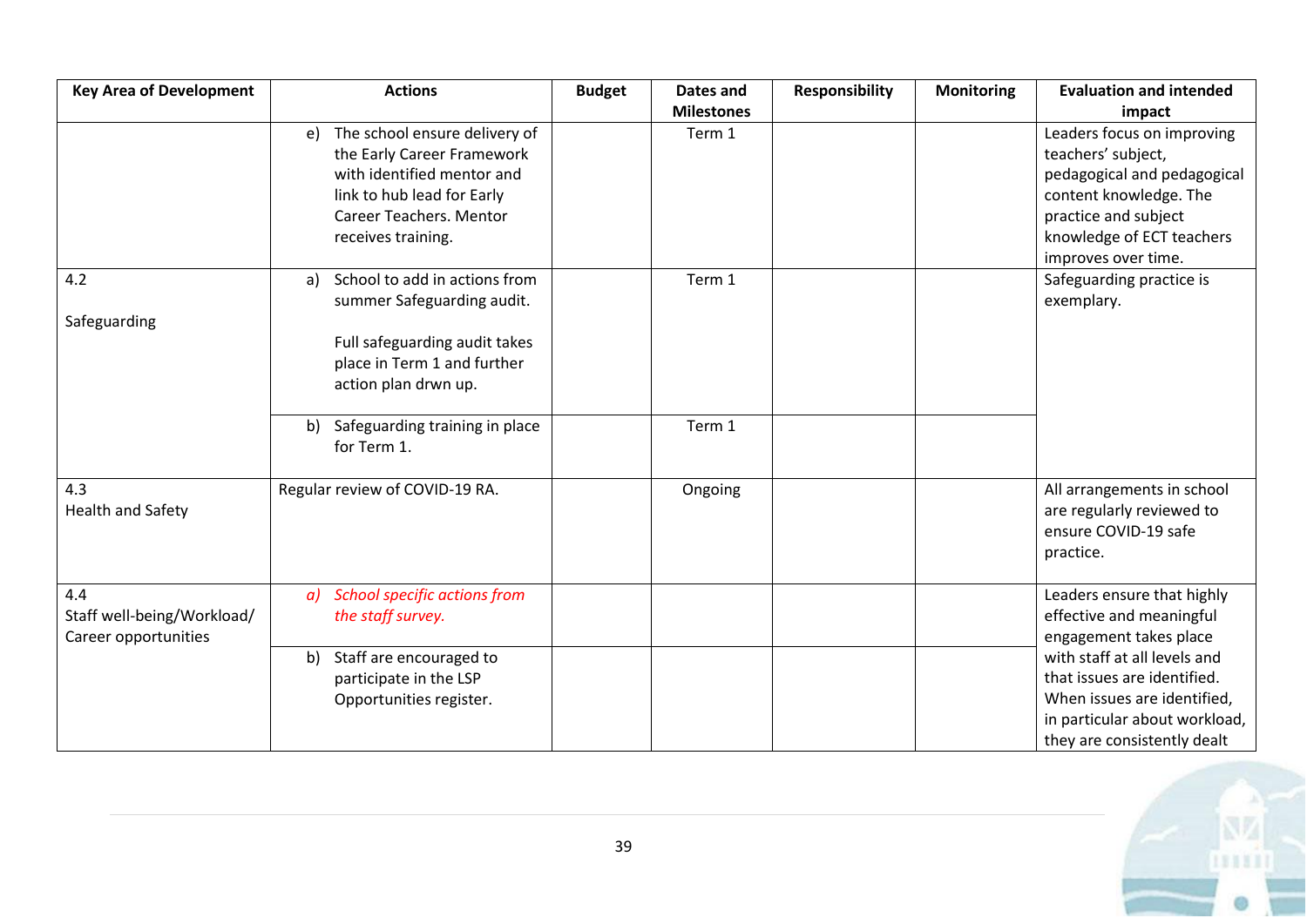| Key Area of Development | Actions | Budget | Dates and Milestones | Responsibility | Monitoring | Evaluation and intended impact |
|---|---|---|---|---|---|---|
| | e) The school ensure delivery of the Early Career Framework with identified mentor and link to hub lead for Early Career Teachers. Mentor receives training. | | Term 1 | | | Leaders focus on improving teachers' subject, pedagogical and pedagogical content knowledge. The practice and subject knowledge of ECT teachers improves over time. |
| 4.2<br><br>Safeguarding | a) School to add in actions from summer Safeguarding audit.<br><br>Full safeguarding audit takes place in Term 1 and further action plan drwn up. | | Term 1 | | | Safeguarding practice is exemplary. |
| | b) Safeguarding training in place for Term 1. | | Term 1 | | | |
| 4.3<br>Health and Safety | Regular review of COVID-19 RA. | | Ongoing | | | All arrangements in school are regularly reviewed to ensure COVID-19 safe practice. |
| 4.4<br>Staff well-being/Workload/ Career opportunities | *a) School specific actions from the staff survey.* | | | | | Leaders ensure that highly effective and meaningful engagement takes place with staff at all levels and that issues are identified. When issues are identified, in particular about workload, they are consistently dealt |
| | b) Staff are encouraged to participate in the LSP Opportunities register. | | | | | |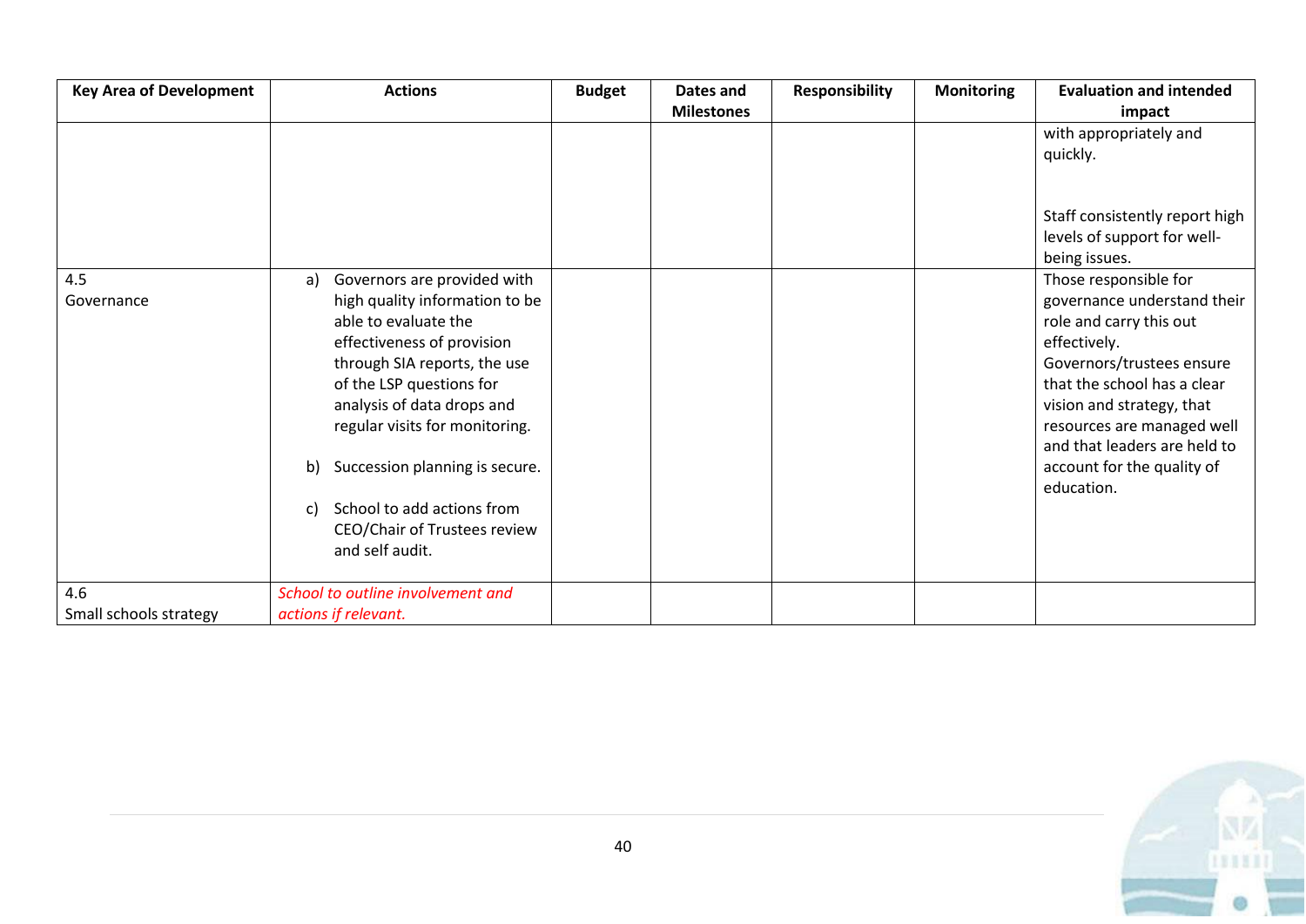| Key Area of Development | Actions | Budget | Dates and Milestones | Responsibility | Monitoring | Evaluation and intended impact |
|---|---|---|---|---|---|---|
| | | | | | | with appropriately and quickly.<br><br>Staff consistently report high levels of support for well-being issues. |
| 4.5<br>Governance | a) Governors are provided with high quality information to be able to evaluate the effectiveness of provision through SIA reports, the use of the LSP questions for analysis of data drops and regular visits for monitoring.<br><br>b) Succession planning is secure.<br><br>c) School to add actions from CEO/Chair of Trustees review and self audit. | | | | | Those responsible for governance understand their role and carry this out effectively.<br>Governors/trustees ensure that the school has a clear vision and strategy, that resources are managed well and that leaders are held to account for the quality of education. |
| 4.6<br>Small schools strategy | *School to outline involvement and actions if relevant.* | | | | | |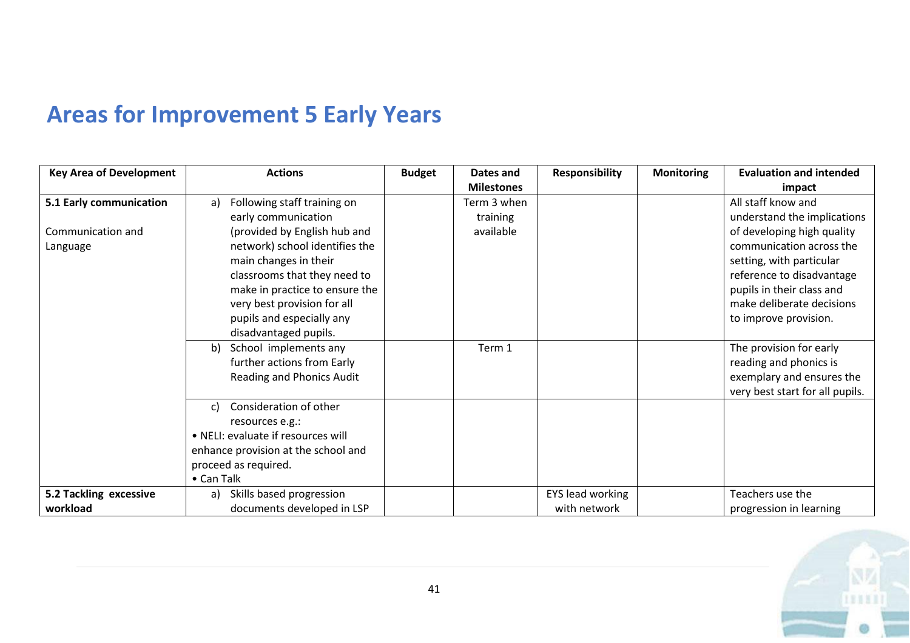# Areas for Improvement 5 Early Years

| Key Area of Development | Actions | Budget | Dates and Milestones | Responsibility | Monitoring | Evaluation and intended impact |
|---|---|---|---|---|---|---|
| **5.1 Early communication**<br><br>Communication and Language | a) Following staff training on early communication (provided by English hub and network) school identifies the main changes in their classrooms that they need to make in practice to ensure the very best provision for all pupils and especially any disadvantaged pupils. | | Term 3 when training available | | | All staff know and understand the implications of developing high quality communication across the setting, with particular reference to disadvantage pupils in their class and make deliberate decisions to improve provision. |
| | b) School implements any further actions from Early Reading and Phonics Audit | | Term 1 | | | The provision for early reading and phonics is exemplary and ensures the very best start for all pupils. |
| | c) Consideration of other resources e.g.:<br>• NELI: evaluate if resources will enhance provision at the school and proceed as required.<br>• Can Talk | | | | | |
| **5.2 Tackling excessive workload** | a) Skills based progression documents developed in LSP | | | EYS lead working with network | | Teachers use the progression in learning |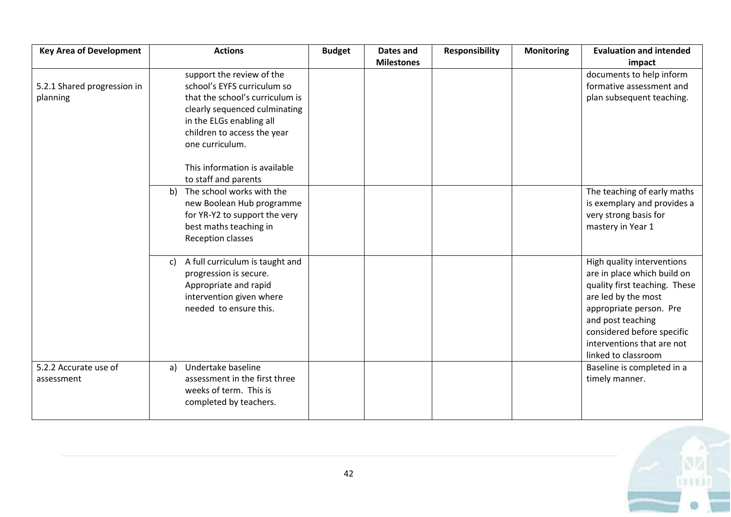| Key Area of Development | Actions | Budget | Dates and Milestones | Responsibility | Monitoring | Evaluation and intended impact |
|---|---|---|---|---|---|---|
| 5.2.1 Shared progression in planning | support the review of the school's EYFS curriculum so that the school's curriculum is clearly sequenced culminating in the ELGs enabling all children to access the year one curriculum.<br><br>This information is available to staff and parents | | | | | documents to help inform formative assessment and plan subsequent teaching. |
| | b) The school works with the new Boolean Hub programme for YR-Y2 to support the very best maths teaching in Reception classes | | | | | The teaching of early maths is exemplary and provides a very strong basis for mastery in Year 1 |
| | c) A full curriculum is taught and progression is secure. Appropriate and rapid intervention given where needed to ensure this. | | | | | High quality interventions are in place which build on quality first teaching. These are led by the most appropriate person. Pre and post teaching considered before specific interventions that are not linked to classroom |
| 5.2.2 Accurate use of assessment | a) Undertake baseline assessment in the first three weeks of term. This is completed by teachers. | | | | | Baseline is completed in a timely manner. |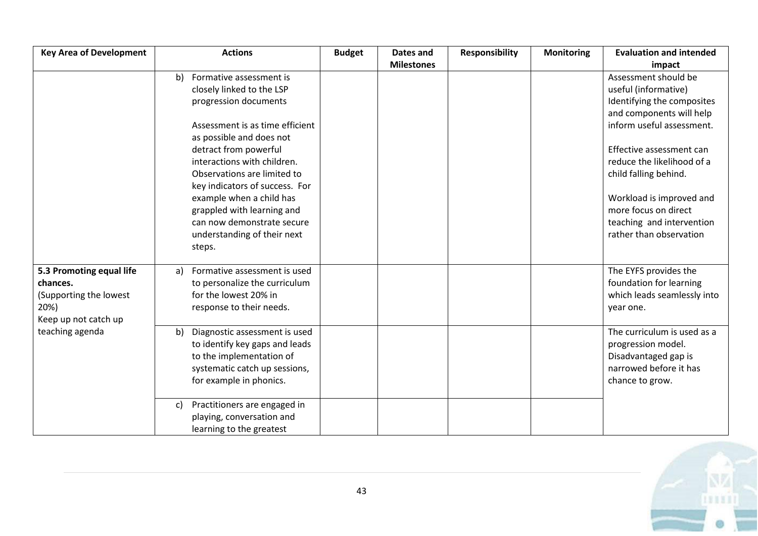| Key Area of Development | Actions | Budget | Dates and Milestones | Responsibility | Monitoring | Evaluation and intended impact |
|---|---|---|---|---|---|---|
| | b) Formative assessment is closely linked to the LSP progression documents<br><br>Assessment is as time efficient as possible and does not detract from powerful interactions with children. Observations are limited to key indicators of success. For example when a child has grappled with learning and can now demonstrate secure understanding of their next steps. | | | | | Assessment should be useful (informative) Identifying the composites and components will help inform useful assessment.<br><br>Effective assessment can reduce the likelihood of a child falling behind.<br><br>Workload is improved and more focus on direct teaching and intervention rather than observation |
| **5.3 Promoting equal life chances.** (Supporting the lowest 20%) Keep up not catch up teaching agenda | a) Formative assessment is used to personalize the curriculum for the lowest 20% in response to their needs. | | | | | The EYFS provides the foundation for learning which leads seamlessly into year one. |
| | b) Diagnostic assessment is used to identify key gaps and leads to the implementation of systematic catch up sessions, for example in phonics. | | | | | The curriculum is used as a progression model. Disadvantaged gap is narrowed before it has chance to grow. |
| | c) Practitioners are engaged in playing, conversation and learning to the greatest | | | | | |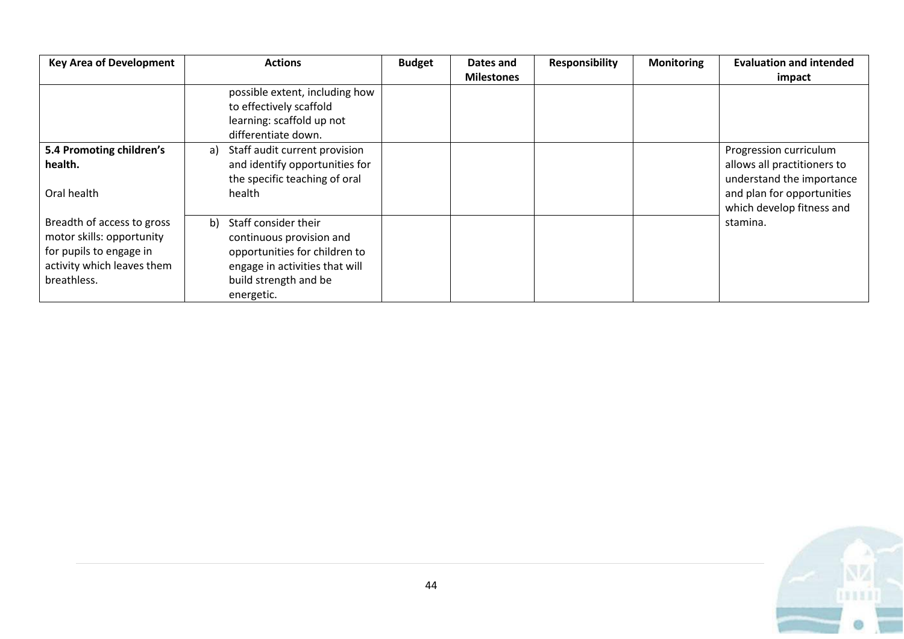| Key Area of Development | Actions | Budget | Dates and Milestones | Responsibility | Monitoring | Evaluation and intended impact |
| --- | --- | --- | --- | --- | --- | --- |
| | possible extent, including how to effectively scaffold learning: scaffold up not differentiate down. | | | | | |
| **5.4 Promoting children's health.**<br><br>Oral health | a) Staff audit current provision and identify opportunities for the specific teaching of oral health | | | | | Progression curriculum allows all practitioners to understand the importance and plan for opportunities which develop fitness and stamina. |
| Breadth of access to gross motor skills: opportunity for pupils to engage in activity which leaves them breathless. | b) Staff consider their continuous provision and opportunities for children to engage in activities that will build strength and be energetic. | | | | | |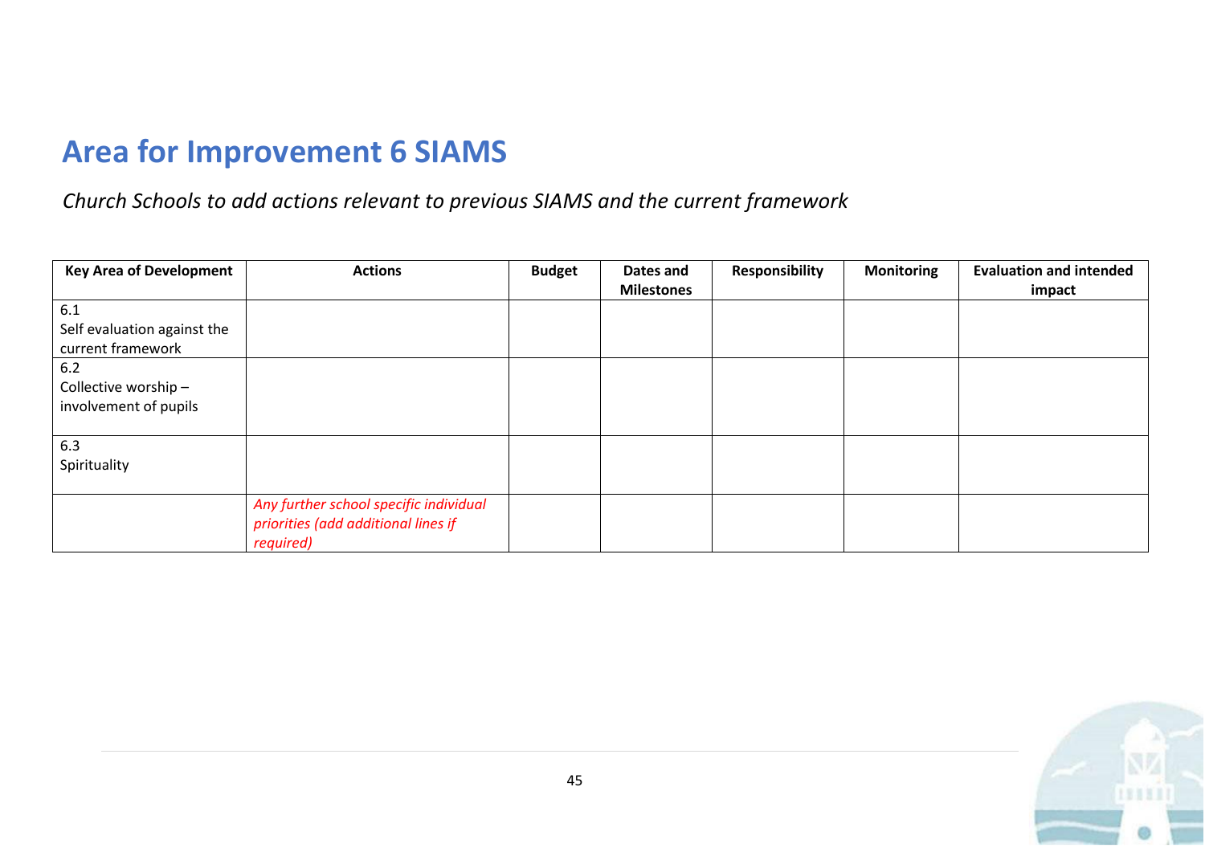# Area for Improvement 6 SIAMS

*Church Schools to add actions relevant to previous SIAMS and the current framework*

| Key Area of Development | Actions | Budget | Dates and Milestones | Responsibility | Monitoring | Evaluation and intended impact |
|---|---|---|---|---|---|---|
| 6.1<br>Self evaluation against the current framework | | | | | | |
| 6.2<br>Collective worship – involvement of pupils | | | | | | |
| 6.3<br>Spirituality | | | | | | |
| | *Any further school specific individual priorities (add additional lines if required)* | | | | | |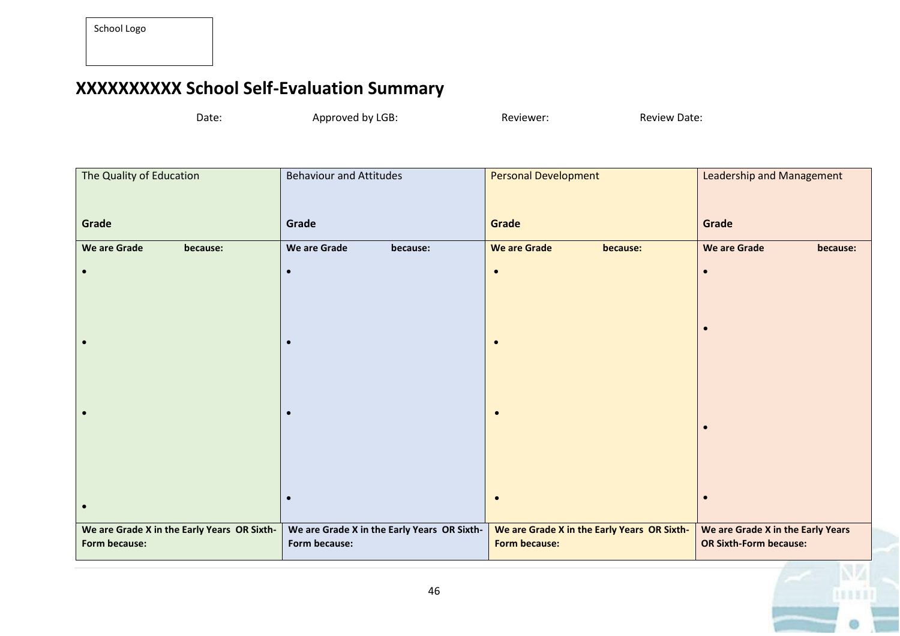School Logo

# XXXXXXXXXX School Self-Evaluation Summary

Date: Approved by LGB: Reviewer: Review Date:

| The Quality of Education<br><br>**Grade** | Behaviour and Attitudes<br><br>**Grade** | Personal Development<br><br>**Grade** | Leadership and Management<br><br>**Grade** |
|---|---|---|---|
| **We are Grade because:**<br>•<br>•<br>•<br>• | **We are Grade because:**<br>•<br>•<br>•<br>• | **We are Grade because:**<br>•<br>•<br>•<br>• | **We are Grade because:**<br>•<br>•<br>•<br>• |
| **We are Grade X in the Early Years OR Sixth-Form because:** | **We are Grade X in the Early Years OR Sixth-Form because:** | **We are Grade X in the Early Years OR Sixth-Form because:** | **We are Grade X in the Early Years OR Sixth-Form because:** |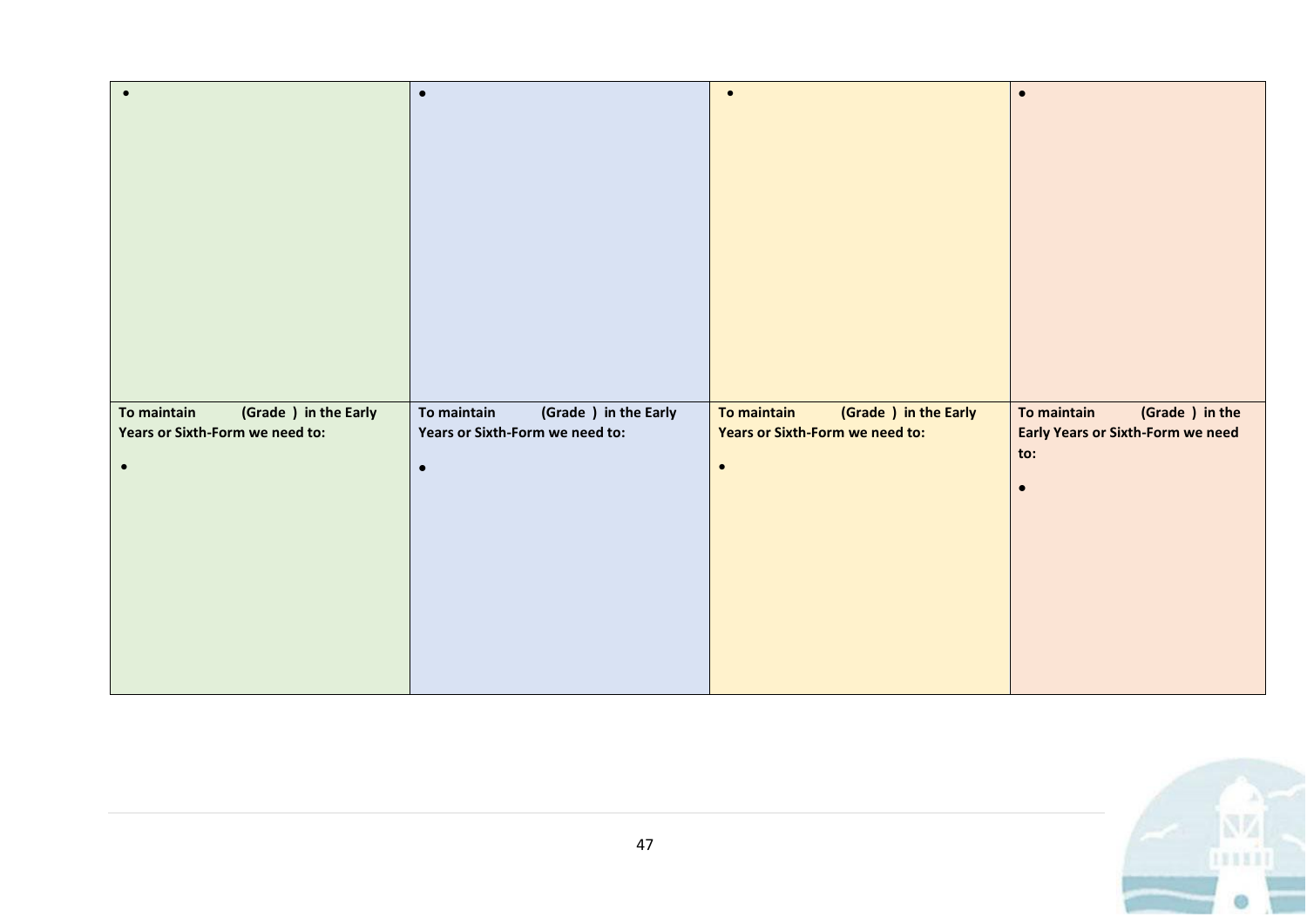| • | • | • | • |
|---|---|---|---|
| **To maintain (Grade ) in the Early Years or Sixth-Form we need to:**<br><br>• | **To maintain (Grade ) in the Early Years or Sixth-Form we need to:**<br><br>• | **To maintain (Grade ) in the Early Years or Sixth-Form we need to:**<br><br>• | **To maintain (Grade ) in the Early Years or Sixth-Form we need to:**<br><br>• |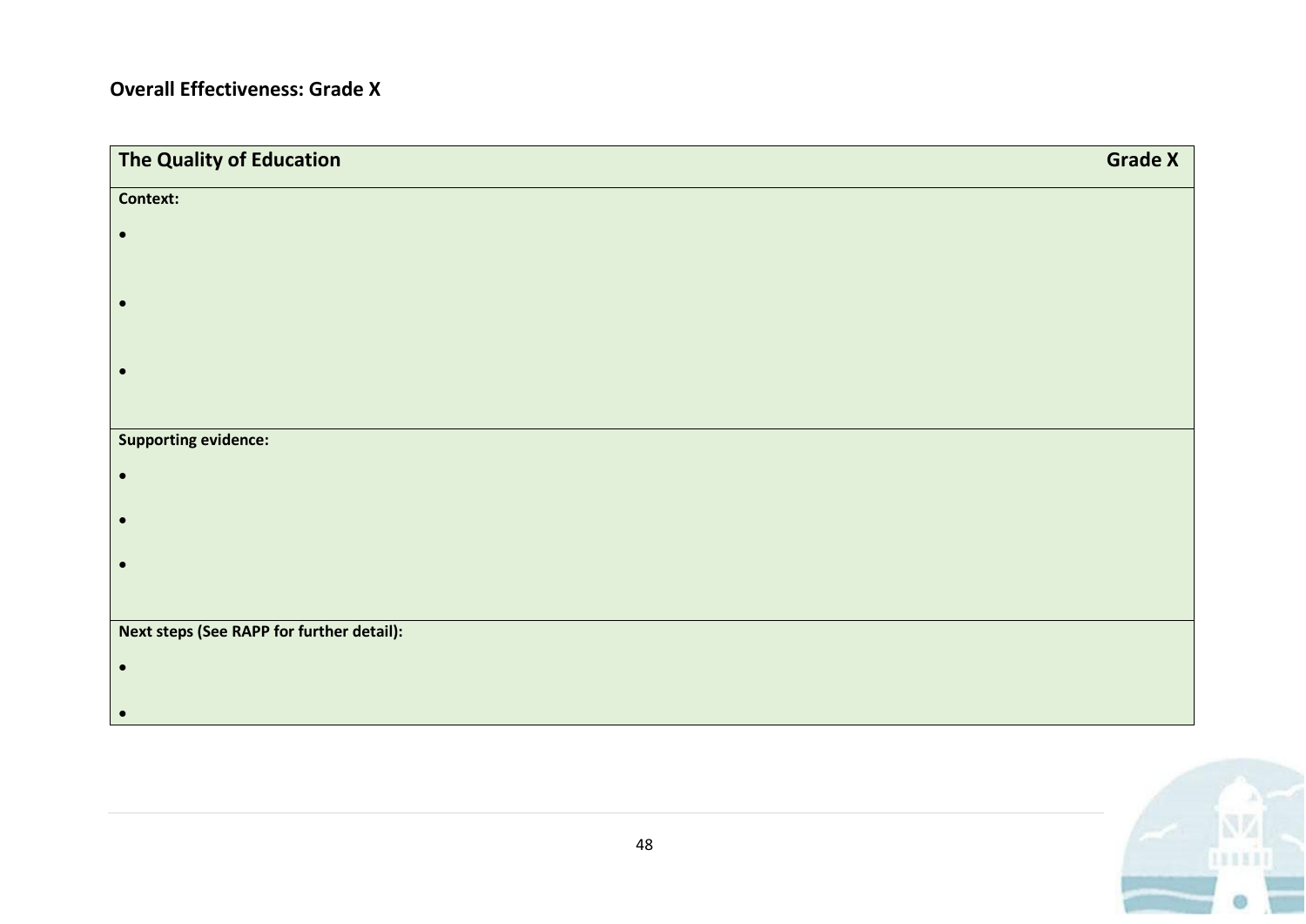**Overall Effectiveness: Grade X**

| **The Quality of Education** | **Grade X** |
|---|---|
| **Context:**<br>•<br>•<br>• | |
| **Supporting evidence:**<br>•<br>•<br>• | |
| **Next steps (See RAPP for further detail):**<br>•<br>• | |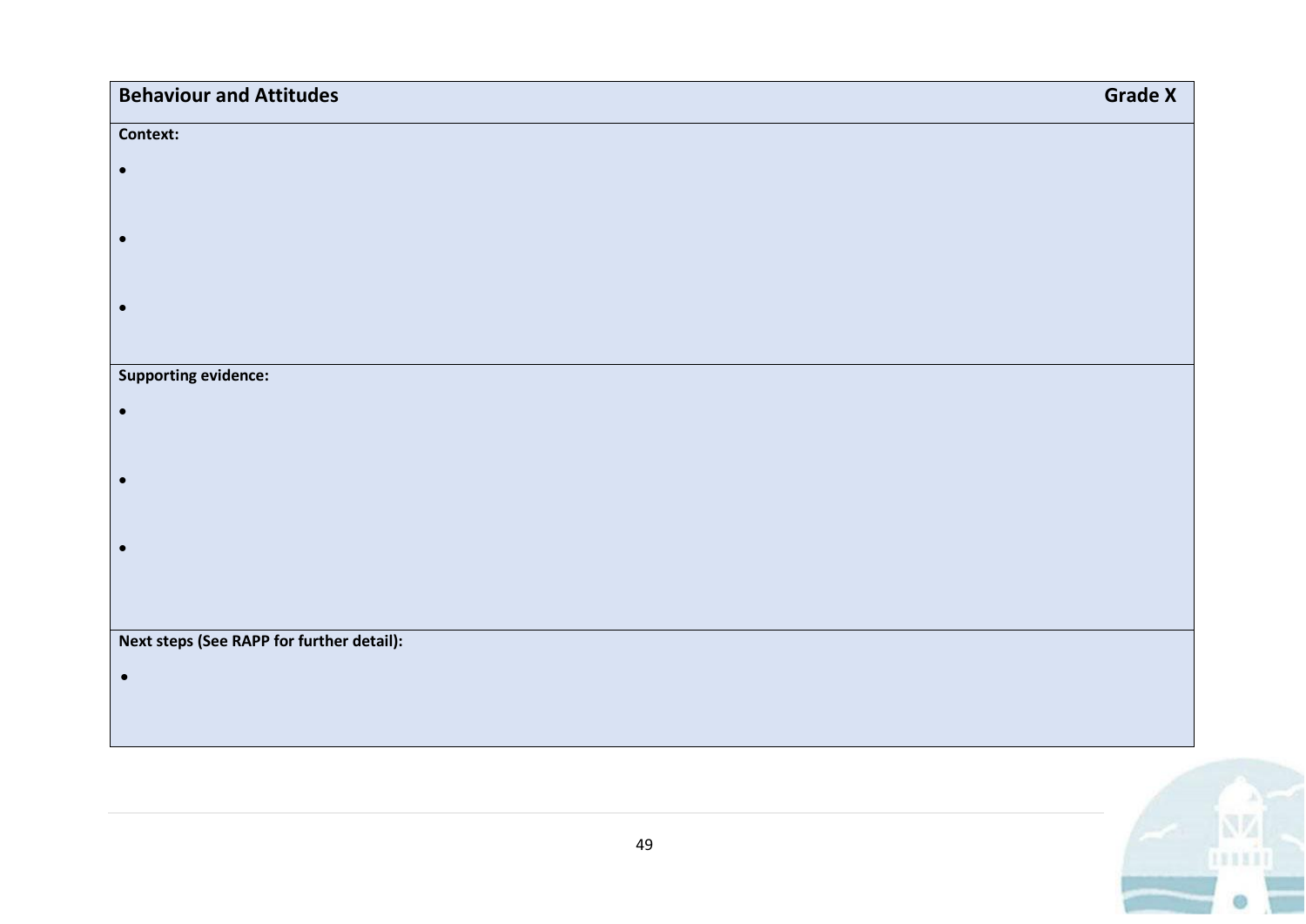| Behaviour and Attitudes | Grade X |
|---|---|
| **Context:**<br>•<br>•<br>• | |
| **Supporting evidence:**<br>•<br>•<br>• | |
| **Next steps (See RAPP for further detail):**<br>• | |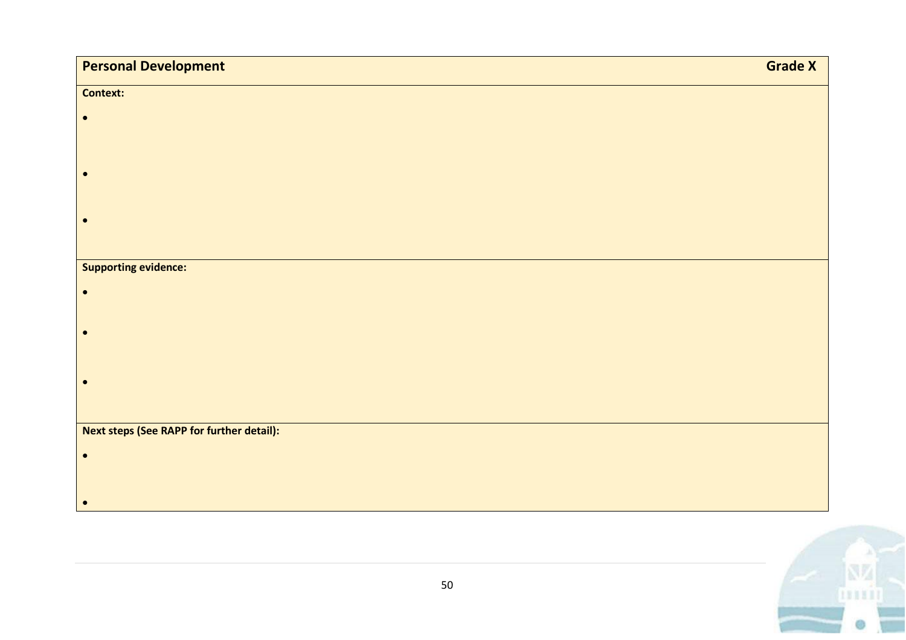| **Personal Development** | **Grade X** |
| --- | --- |
| **Context:**<br>•<br>•<br>• | |
| **Supporting evidence:**<br>•<br>•<br>• | |
| **Next steps (See RAPP for further detail):**<br>•<br>• | |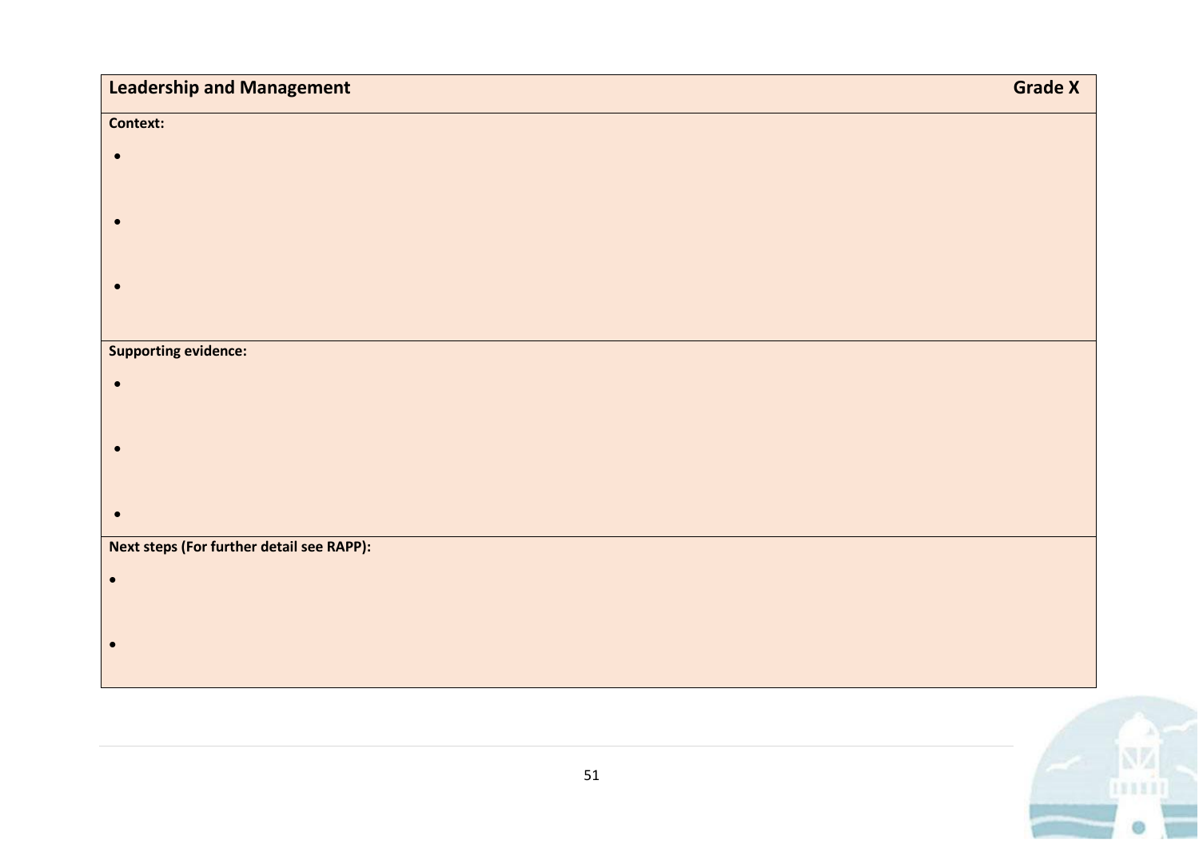| Leadership and Management | Grade X |
| --- | --- |
| **Context:**<br>•<br>•<br>• | |
| **Supporting evidence:**<br>•<br>•<br>• | |
| **Next steps (For further detail see RAPP):**<br>•<br>• | |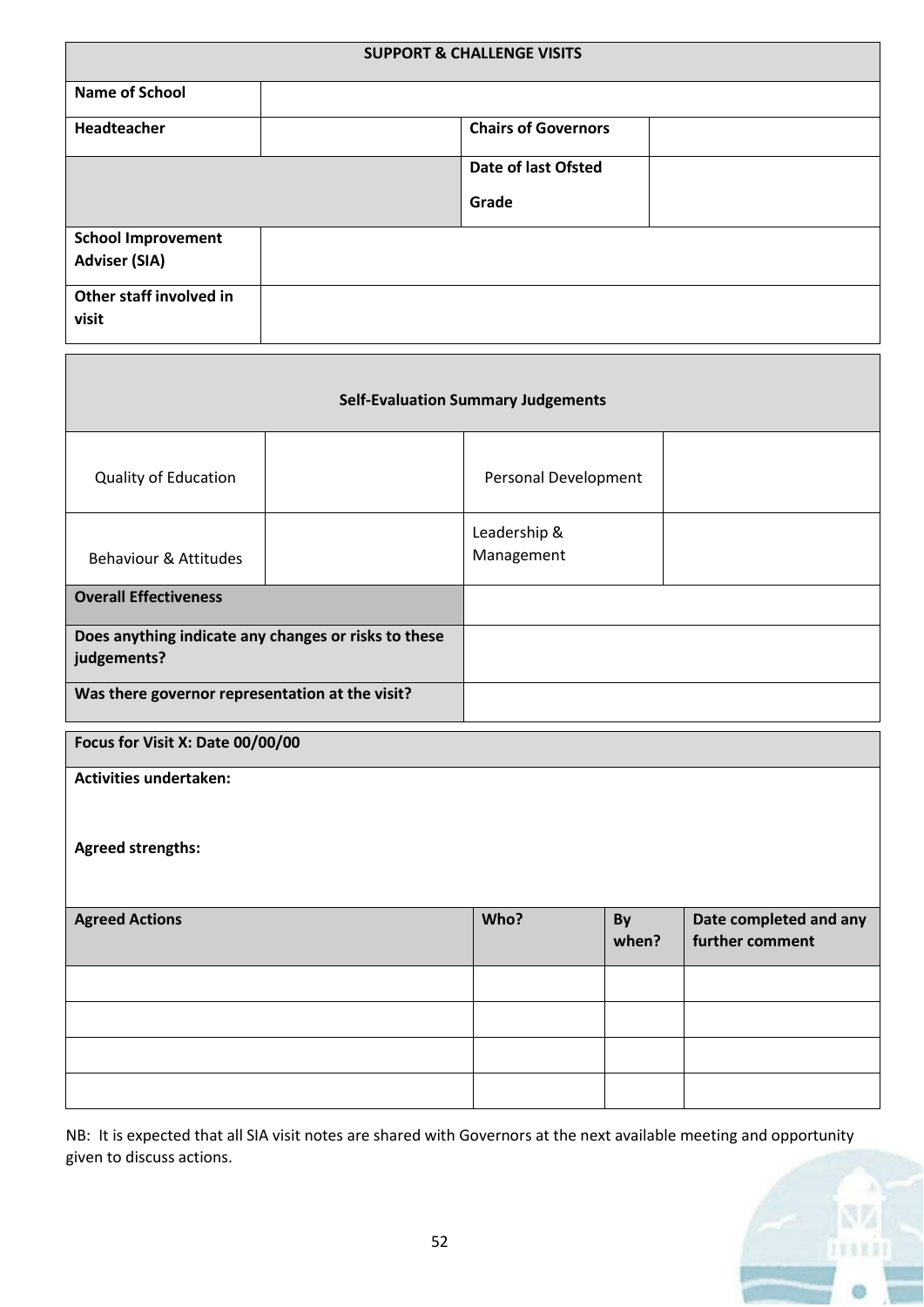| SUPPORT & CHALLENGE VISITS | | | |
|---|---|---|---|
| **Name of School** | | | |
| **Headteacher** | | **Chairs of Governors** | |
| | | **Date of last Ofsted**<br>**Grade** | |
| **School Improvement Adviser (SIA)** | | | |
| **Other staff involved in visit** | | | |

| Self-Evaluation Summary Judgements | | | |
|---|---|---|---|
| Quality of Education | | Personal Development | |
| Behaviour & Attitudes | | Leadership & Management | |
| **Overall Effectiveness** | | | |
| **Does anything indicate any changes or risks to these judgements?** | | | |
| **Was there governor representation at the visit?** | | | |

**Focus for Visit X: Date 00/00/00**

**Activities undertaken:**

**Agreed strengths:**

| **Agreed Actions** | **Who?** | **By when?** | **Date completed and any further comment** |
|---|---|---|---|
| | | | |
| | | | |
| | | | |
| | | | |

NB: It is expected that all SIA visit notes are shared with Governors at the next available meeting and opportunity given to discuss actions.